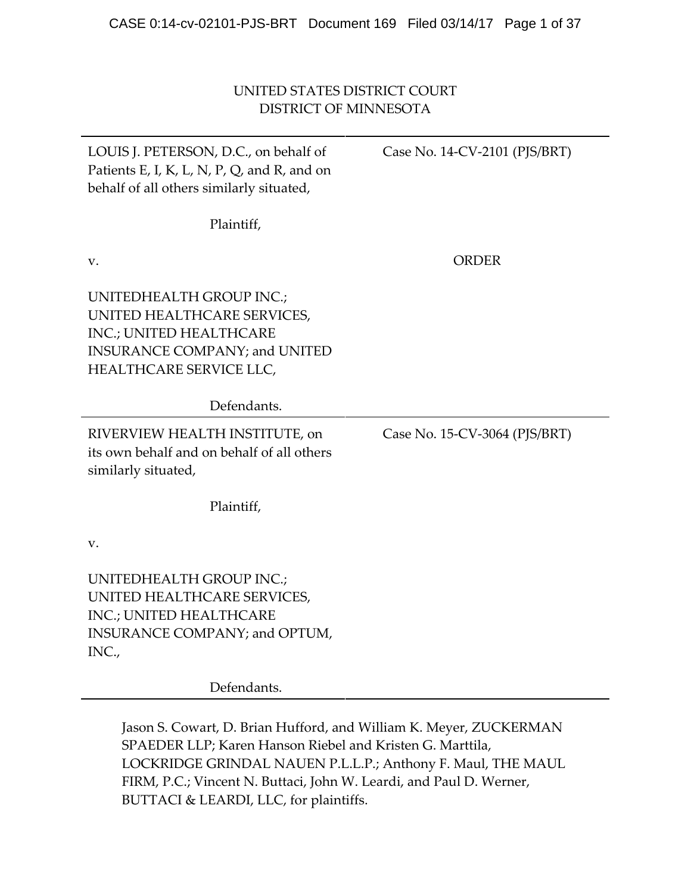UNITED STATES DISTRICT COURT
DISTRICT OF MINNESOTA

| | |
|---|---|
| LOUIS J. PETERSON, D.C., on behalf of Patients E, I, K, L, N, P, Q, and R, and on behalf of all others similarly situated,<br><br>Plaintiff,<br><br>v.<br><br>UNITEDHEALTH GROUP INC.; UNITED HEALTHCARE SERVICES, INC.; UNITED HEALTHCARE INSURANCE COMPANY; and UNITED HEALTHCARE SERVICE LLC,<br><br>Defendants. | Case No. 14-CV-2101 (PJS/BRT)<br><br>ORDER |
| RIVERVIEW HEALTH INSTITUTE, on its own behalf and on behalf of all others similarly situated,<br><br>Plaintiff,<br><br>v.<br><br>UNITEDHEALTH GROUP INC.; UNITED HEALTHCARE SERVICES, INC.; UNITED HEALTHCARE INSURANCE COMPANY; and OPTUM, INC.,<br><br>Defendants. | Case No. 15-CV-3064 (PJS/BRT) |

Jason S. Cowart, D. Brian Hufford, and William K. Meyer, ZUCKERMAN SPAEDER LLP; Karen Hanson Riebel and Kristen G. Marttila, LOCKRIDGE GRINDAL NAUEN P.L.L.P.; Anthony F. Maul, THE MAUL FIRM, P.C.; Vincent N. Buttaci, John W. Leardi, and Paul D. Werner, BUTTACI & LEARDI, LLC, for plaintiffs.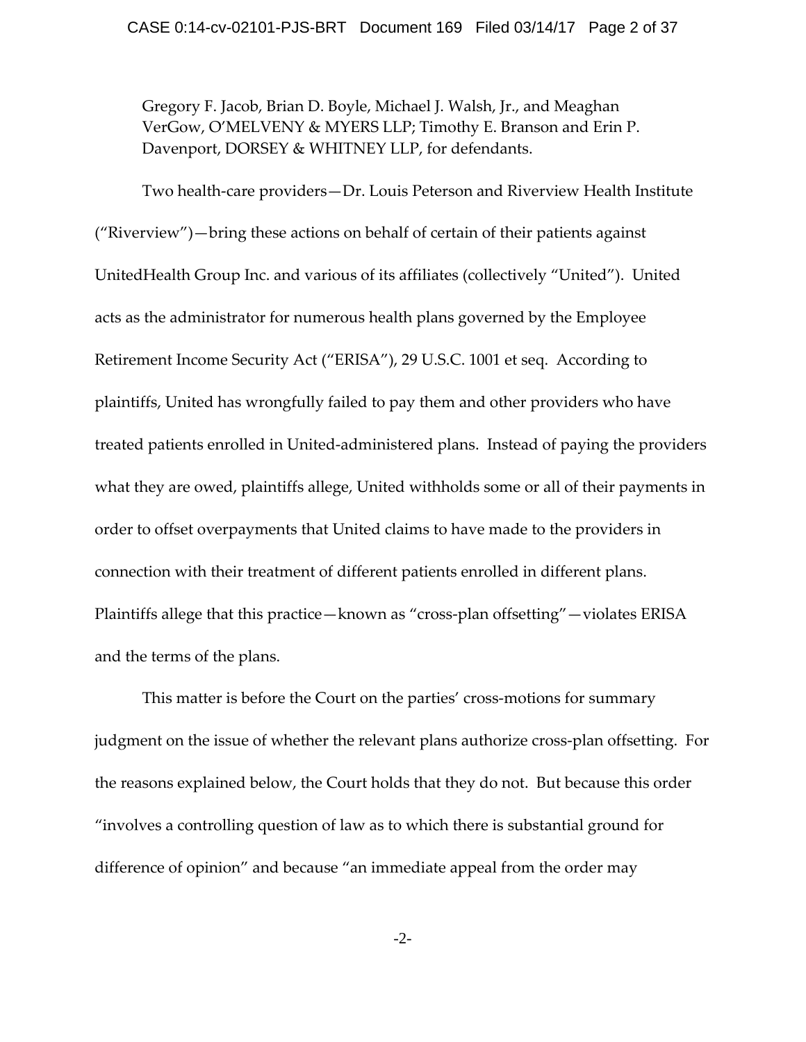Gregory F. Jacob, Brian D. Boyle, Michael J. Walsh, Jr., and Meaghan VerGow, O'MELVENY & MYERS LLP; Timothy E. Branson and Erin P. Davenport, DORSEY & WHITNEY LLP, for defendants.

Two health-care providers—Dr. Louis Peterson and Riverview Health Institute ("Riverview")—bring these actions on behalf of certain of their patients against UnitedHealth Group Inc. and various of its affiliates (collectively "United"). United acts as the administrator for numerous health plans governed by the Employee Retirement Income Security Act ("ERISA"), 29 U.S.C. 1001 et seq. According to plaintiffs, United has wrongfully failed to pay them and other providers who have treated patients enrolled in United-administered plans. Instead of paying the providers what they are owed, plaintiffs allege, United withholds some or all of their payments in order to offset overpayments that United claims to have made to the providers in connection with their treatment of different patients enrolled in different plans. Plaintiffs allege that this practice—known as "cross-plan offsetting"—violates ERISA and the terms of the plans.

This matter is before the Court on the parties' cross-motions for summary judgment on the issue of whether the relevant plans authorize cross-plan offsetting. For the reasons explained below, the Court holds that they do not. But because this order "involves a controlling question of law as to which there is substantial ground for difference of opinion" and because "an immediate appeal from the order may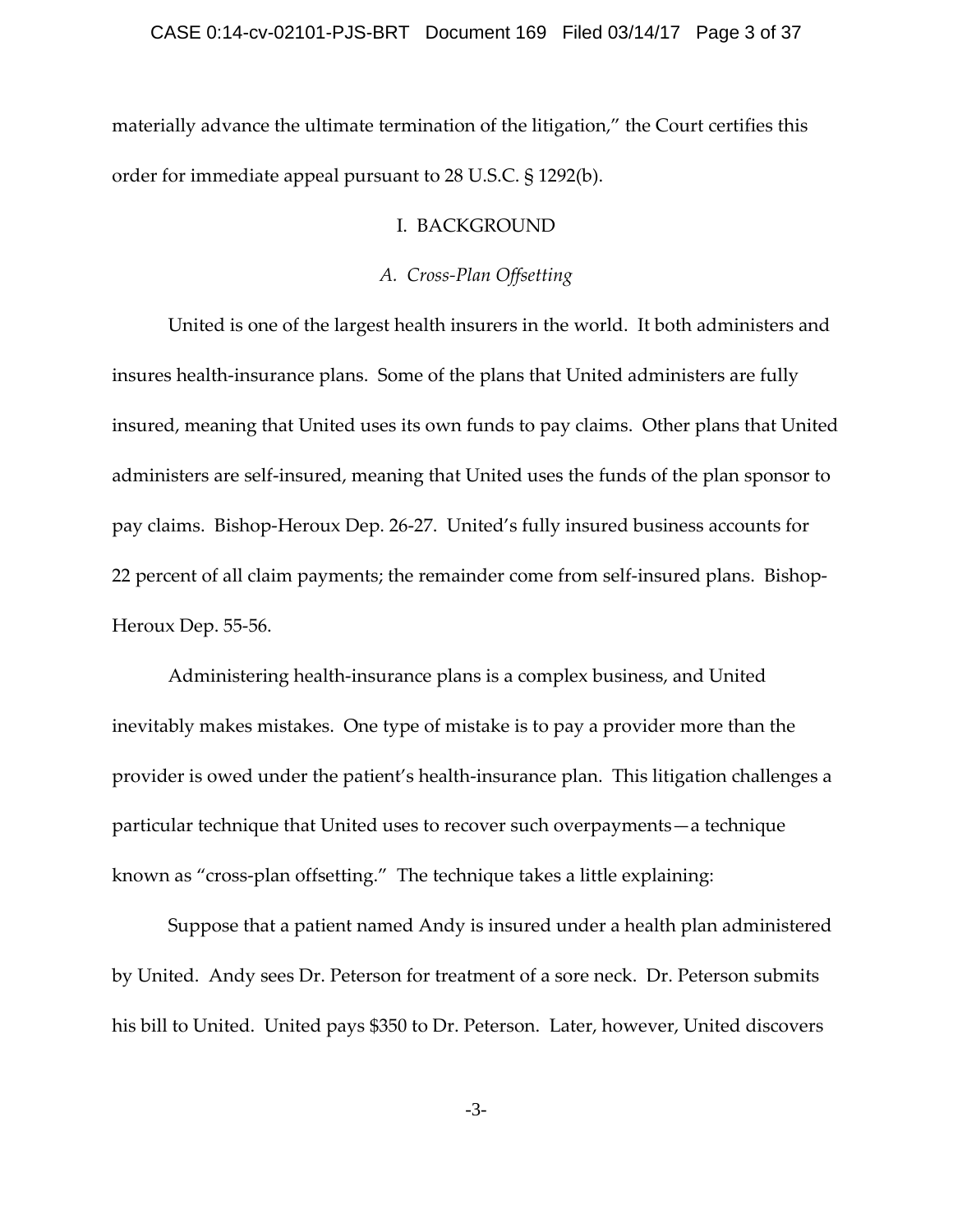materially advance the ultimate termination of the litigation," the Court certifies this order for immediate appeal pursuant to 28 U.S.C. § 1292(b).

## I. BACKGROUND

### *A. Cross-Plan Offsetting*

United is one of the largest health insurers in the world. It both administers and insures health-insurance plans. Some of the plans that United administers are fully insured, meaning that United uses its own funds to pay claims. Other plans that United administers are self-insured, meaning that United uses the funds of the plan sponsor to pay claims. Bishop-Heroux Dep. 26-27. United's fully insured business accounts for 22 percent of all claim payments; the remainder come from self-insured plans. Bishop-Heroux Dep. 55-56.

Administering health-insurance plans is a complex business, and United inevitably makes mistakes. One type of mistake is to pay a provider more than the provider is owed under the patient's health-insurance plan. This litigation challenges a particular technique that United uses to recover such overpayments—a technique known as "cross-plan offsetting." The technique takes a little explaining:

Suppose that a patient named Andy is insured under a health plan administered by United. Andy sees Dr. Peterson for treatment of a sore neck. Dr. Peterson submits his bill to United. United pays $350 to Dr. Peterson. Later, however, United discovers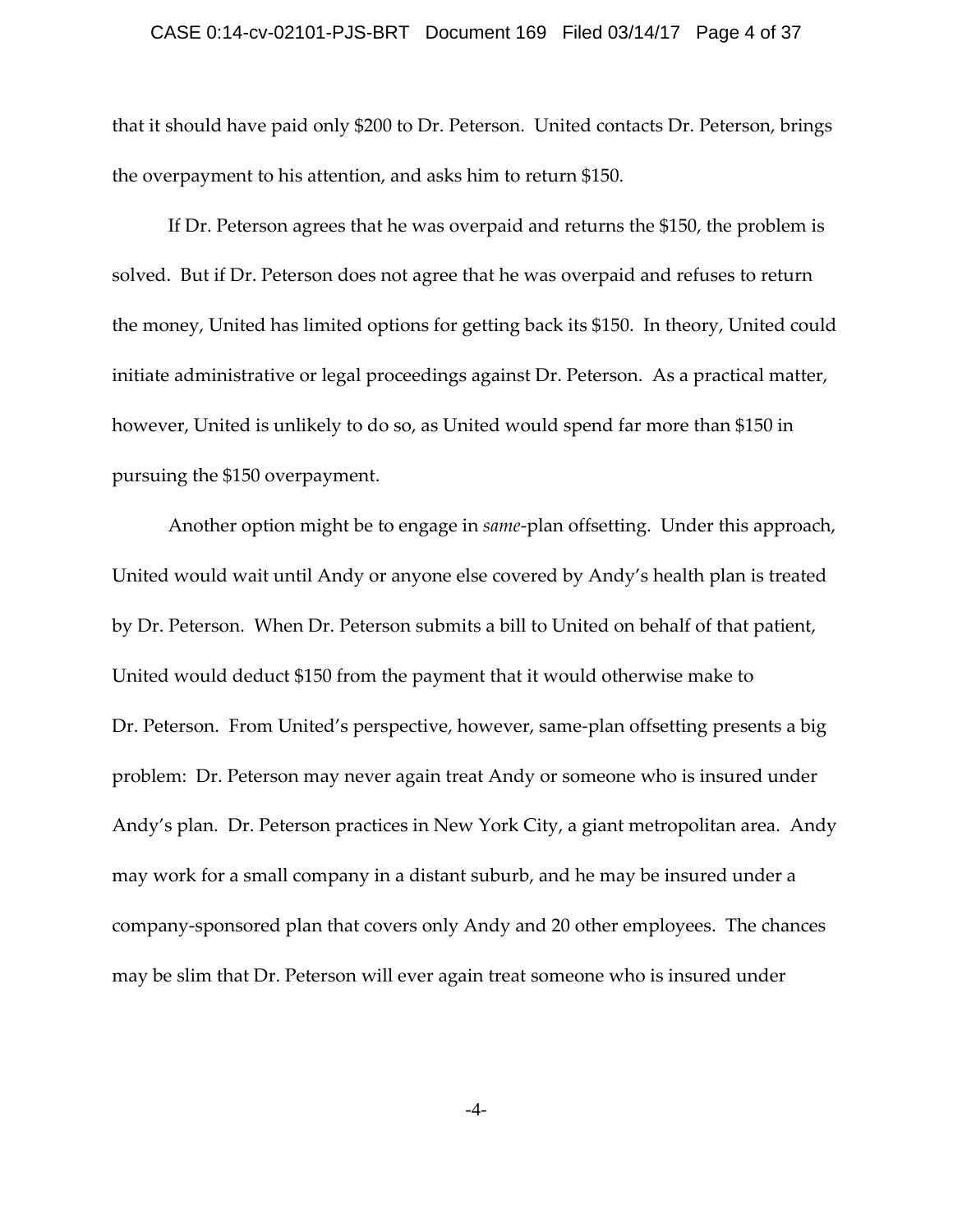that it should have paid only $200 to Dr. Peterson. United contacts Dr. Peterson, brings the overpayment to his attention, and asks him to return $150.

If Dr. Peterson agrees that he was overpaid and returns the $150, the problem is solved. But if Dr. Peterson does not agree that he was overpaid and refuses to return the money, United has limited options for getting back its $150. In theory, United could initiate administrative or legal proceedings against Dr. Peterson. As a practical matter, however, United is unlikely to do so, as United would spend far more than $150 in pursuing the $150 overpayment.

Another option might be to engage in *same*-plan offsetting. Under this approach, United would wait until Andy or anyone else covered by Andy's health plan is treated by Dr. Peterson. When Dr. Peterson submits a bill to United on behalf of that patient, United would deduct $150 from the payment that it would otherwise make to Dr. Peterson. From United's perspective, however, same-plan offsetting presents a big problem: Dr. Peterson may never again treat Andy or someone who is insured under Andy's plan. Dr. Peterson practices in New York City, a giant metropolitan area. Andy may work for a small company in a distant suburb, and he may be insured under a company-sponsored plan that covers only Andy and 20 other employees. The chances may be slim that Dr. Peterson will ever again treat someone who is insured under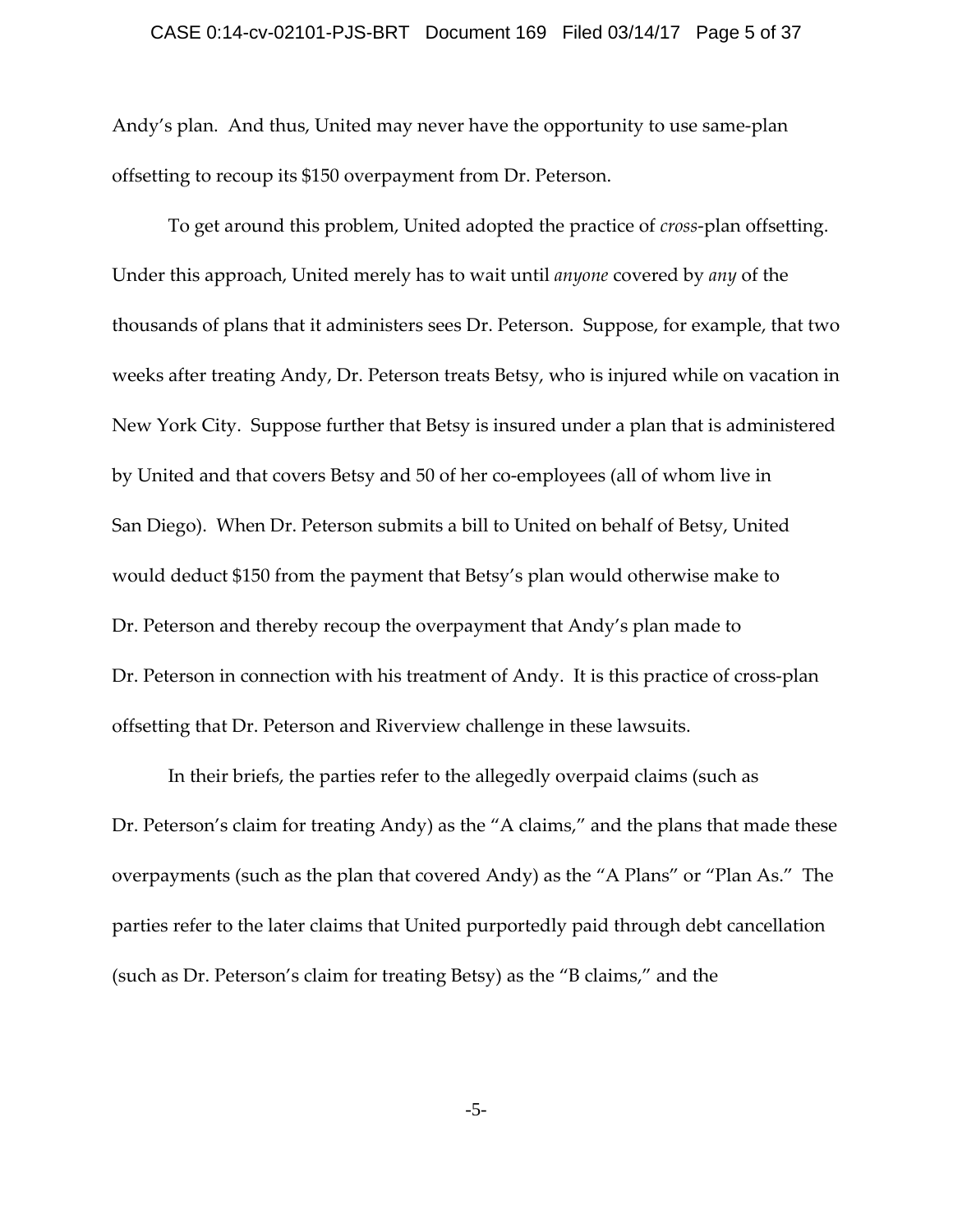Andy's plan. And thus, United may never have the opportunity to use same-plan offsetting to recoup its $150 overpayment from Dr. Peterson.

To get around this problem, United adopted the practice of *cross*-plan offsetting. Under this approach, United merely has to wait until *anyone* covered by *any* of the thousands of plans that it administers sees Dr. Peterson. Suppose, for example, that two weeks after treating Andy, Dr. Peterson treats Betsy, who is injured while on vacation in New York City. Suppose further that Betsy is insured under a plan that is administered by United and that covers Betsy and 50 of her co-employees (all of whom live in San Diego). When Dr. Peterson submits a bill to United on behalf of Betsy, United would deduct $150 from the payment that Betsy's plan would otherwise make to Dr. Peterson and thereby recoup the overpayment that Andy's plan made to Dr. Peterson in connection with his treatment of Andy. It is this practice of cross-plan offsetting that Dr. Peterson and Riverview challenge in these lawsuits.

In their briefs, the parties refer to the allegedly overpaid claims (such as Dr. Peterson's claim for treating Andy) as the "A claims," and the plans that made these overpayments (such as the plan that covered Andy) as the "A Plans" or "Plan As." The parties refer to the later claims that United purportedly paid through debt cancellation (such as Dr. Peterson's claim for treating Betsy) as the "B claims," and the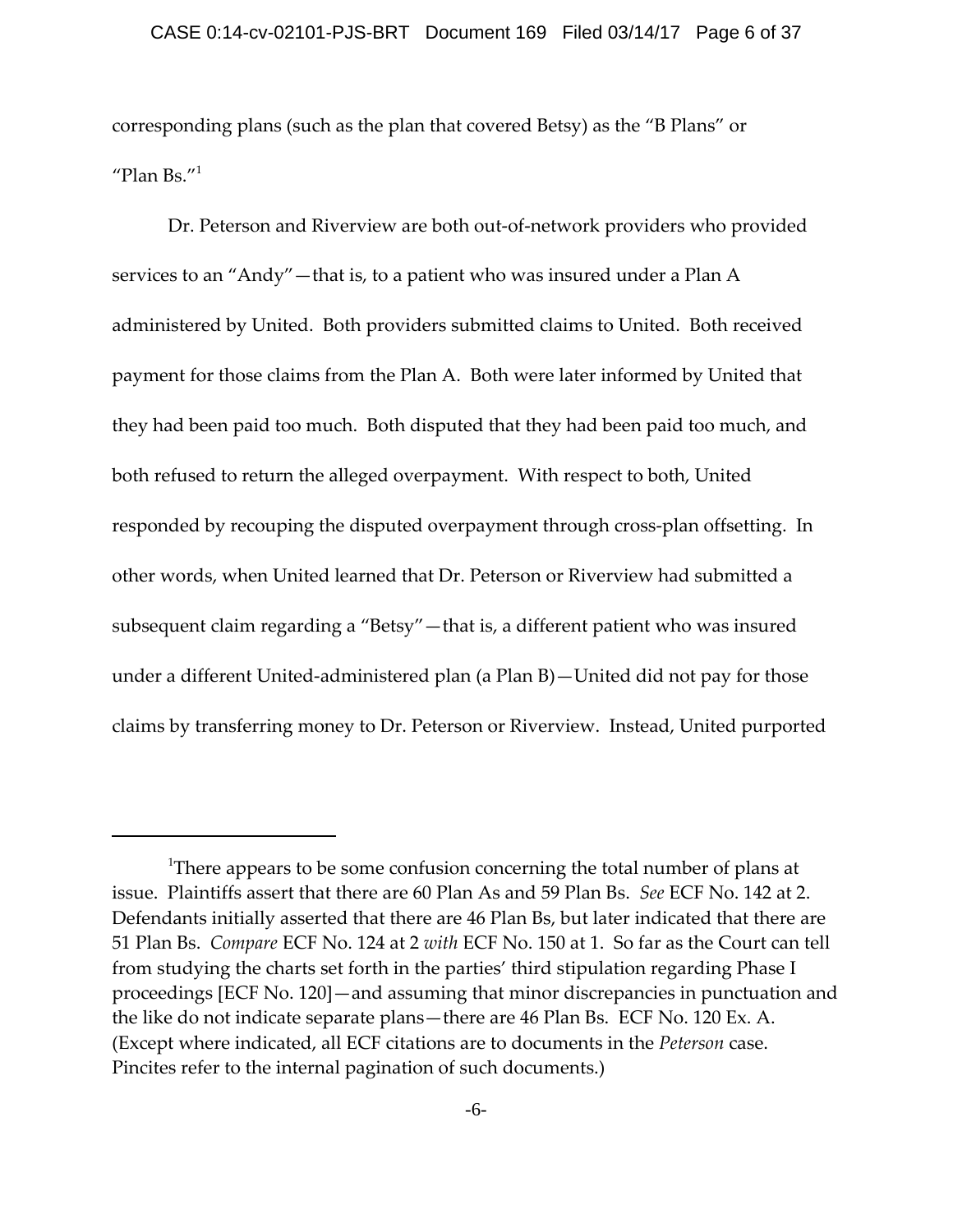corresponding plans (such as the plan that covered Betsy) as the "B Plans" or "Plan Bs."[1]

Dr. Peterson and Riverview are both out-of-network providers who provided services to an "Andy"—that is, to a patient who was insured under a Plan A administered by United. Both providers submitted claims to United. Both received payment for those claims from the Plan A. Both were later informed by United that they had been paid too much. Both disputed that they had been paid too much, and both refused to return the alleged overpayment. With respect to both, United responded by recouping the disputed overpayment through cross-plan offsetting. In other words, when United learned that Dr. Peterson or Riverview had submitted a subsequent claim regarding a "Betsy"—that is, a different patient who was insured under a different United-administered plan (a Plan B)—United did not pay for those claims by transferring money to Dr. Peterson or Riverview. Instead, United purported

---

[1]There appears to be some confusion concerning the total number of plans at issue. Plaintiffs assert that there are 60 Plan As and 59 Plan Bs. *See* ECF No. 142 at 2. Defendants initially asserted that there are 46 Plan Bs, but later indicated that there are 51 Plan Bs. *Compare* ECF No. 124 at 2 *with* ECF No. 150 at 1. So far as the Court can tell from studying the charts set forth in the parties' third stipulation regarding Phase I proceedings [ECF No. 120]—and assuming that minor discrepancies in punctuation and the like do not indicate separate plans—there are 46 Plan Bs. ECF No. 120 Ex. A. (Except where indicated, all ECF citations are to documents in the *Peterson* case. Pincites refer to the internal pagination of such documents.)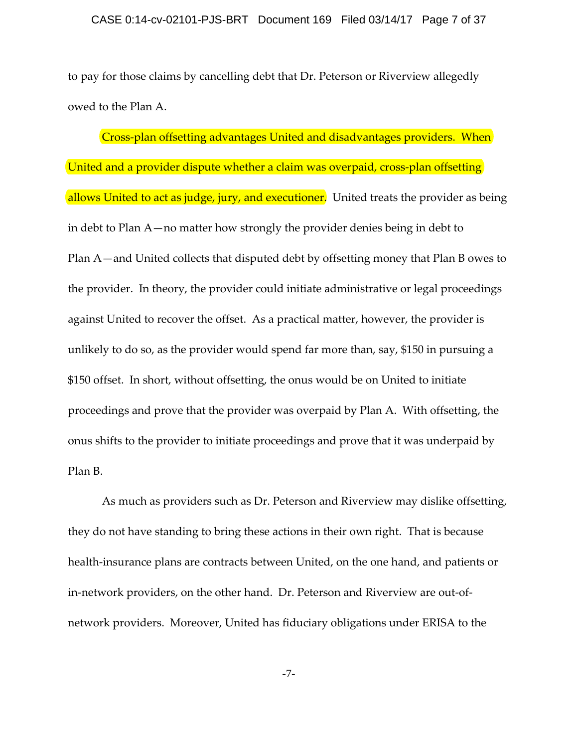to pay for those claims by cancelling debt that Dr. Peterson or Riverview allegedly owed to the Plan A.

Cross-plan offsetting advantages United and disadvantages providers. When United and a provider dispute whether a claim was overpaid, cross-plan offsetting allows United to act as judge, jury, and executioner. United treats the provider as being in debt to Plan A—no matter how strongly the provider denies being in debt to Plan A—and United collects that disputed debt by offsetting money that Plan B owes to the provider. In theory, the provider could initiate administrative or legal proceedings against United to recover the offset. As a practical matter, however, the provider is unlikely to do so, as the provider would spend far more than, say, $150 in pursuing a $150 offset. In short, without offsetting, the onus would be on United to initiate proceedings and prove that the provider was overpaid by Plan A. With offsetting, the onus shifts to the provider to initiate proceedings and prove that it was underpaid by Plan B.

As much as providers such as Dr. Peterson and Riverview may dislike offsetting, they do not have standing to bring these actions in their own right. That is because health-insurance plans are contracts between United, on the one hand, and patients or in-network providers, on the other hand. Dr. Peterson and Riverview are out-of-network providers. Moreover, United has fiduciary obligations under ERISA to the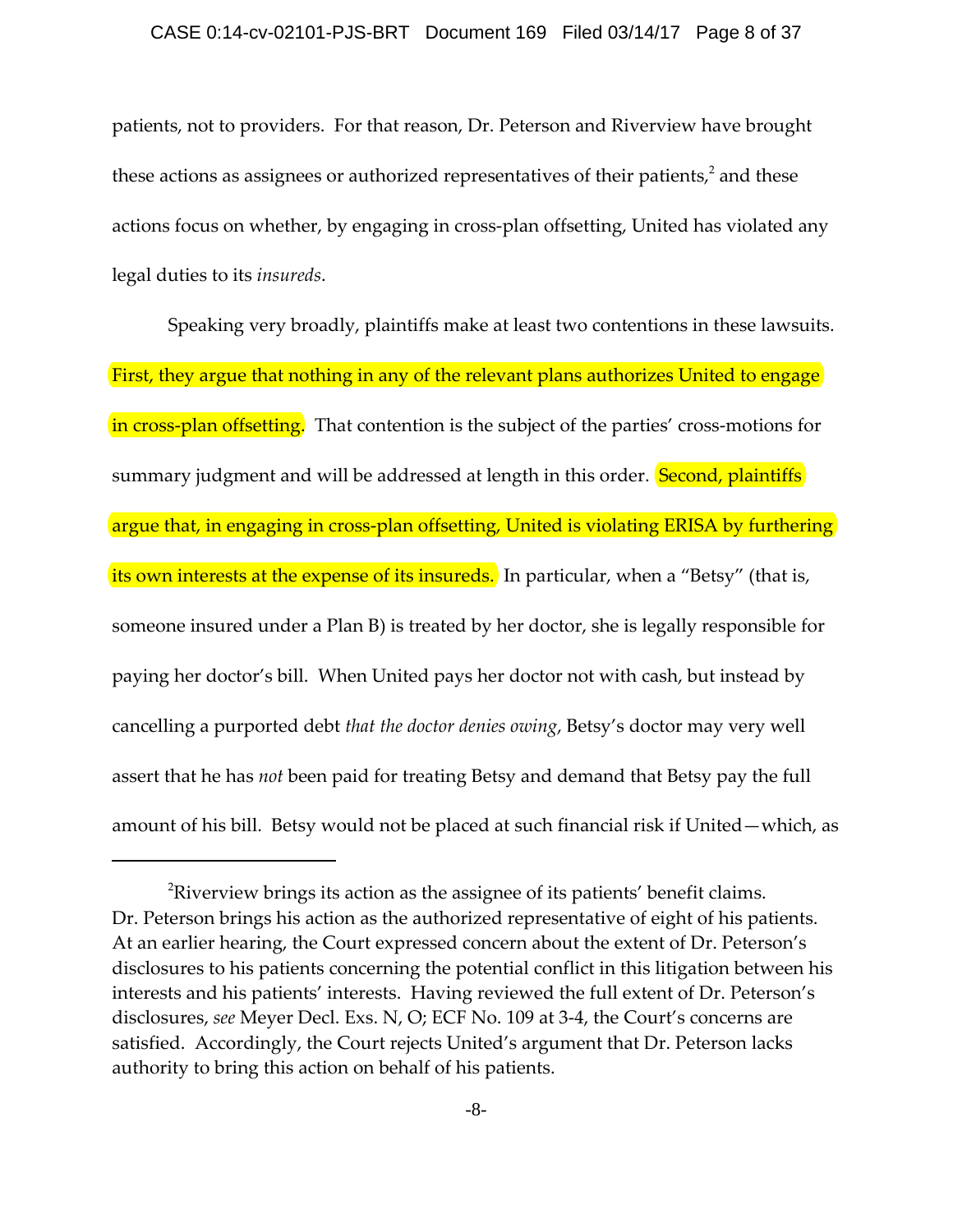patients, not to providers. For that reason, Dr. Peterson and Riverview have brought these actions as assignees or authorized representatives of their patients,[2] and these actions focus on whether, by engaging in cross-plan offsetting, United has violated any legal duties to its *insureds*.

Speaking very broadly, plaintiffs make at least two contentions in these lawsuits. First, they argue that nothing in any of the relevant plans authorizes United to engage in cross-plan offsetting. That contention is the subject of the parties' cross-motions for summary judgment and will be addressed at length in this order. Second, plaintiffs argue that, in engaging in cross-plan offsetting, United is violating ERISA by furthering its own interests at the expense of its insureds. In particular, when a "Betsy" (that is, someone insured under a Plan B) is treated by her doctor, she is legally responsible for paying her doctor's bill. When United pays her doctor not with cash, but instead by cancelling a purported debt *that the doctor denies owing*, Betsy's doctor may very well assert that he has *not* been paid for treating Betsy and demand that Betsy pay the full amount of his bill. Betsy would not be placed at such financial risk if United—which, as

---

[2]Riverview brings its action as the assignee of its patients' benefit claims. Dr. Peterson brings his action as the authorized representative of eight of his patients. At an earlier hearing, the Court expressed concern about the extent of Dr. Peterson's disclosures to his patients concerning the potential conflict in this litigation between his interests and his patients' interests. Having reviewed the full extent of Dr. Peterson's disclosures, *see* Meyer Decl. Exs. N, O; ECF No. 109 at 3-4, the Court's concerns are satisfied. Accordingly, the Court rejects United's argument that Dr. Peterson lacks authority to bring this action on behalf of his patients.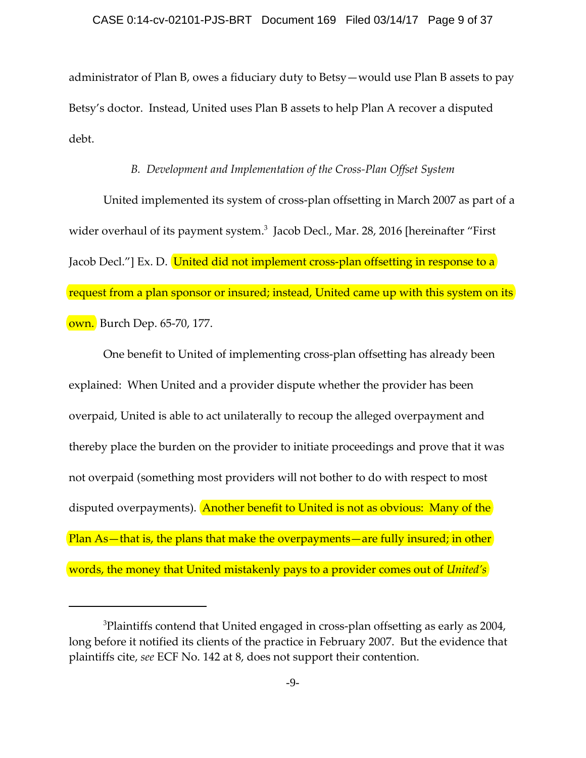administrator of Plan B, owes a fiduciary duty to Betsy—would use Plan B assets to pay Betsy's doctor. Instead, United uses Plan B assets to help Plan A recover a disputed debt.

### *B. Development and Implementation of the Cross-Plan Offset System*

United implemented its system of cross-plan offsetting in March 2007 as part of a wider overhaul of its payment system.[3] Jacob Decl., Mar. 28, 2016 [hereinafter "First Jacob Decl."] Ex. D. United did not implement cross-plan offsetting in response to a request from a plan sponsor or insured; instead, United came up with this system on its own. Burch Dep. 65-70, 177.

One benefit to United of implementing cross-plan offsetting has already been explained: When United and a provider dispute whether the provider has been overpaid, United is able to act unilaterally to recoup the alleged overpayment and thereby place the burden on the provider to initiate proceedings and prove that it was not overpaid (something most providers will not bother to do with respect to most disputed overpayments). Another benefit to United is not as obvious: Many of the Plan As—that is, the plans that make the overpayments—are fully insured; in other words, the money that United mistakenly pays to a provider comes out of *United's*

---

[3]Plaintiffs contend that United engaged in cross-plan offsetting as early as 2004, long before it notified its clients of the practice in February 2007. But the evidence that plaintiffs cite, *see* ECF No. 142 at 8, does not support their contention.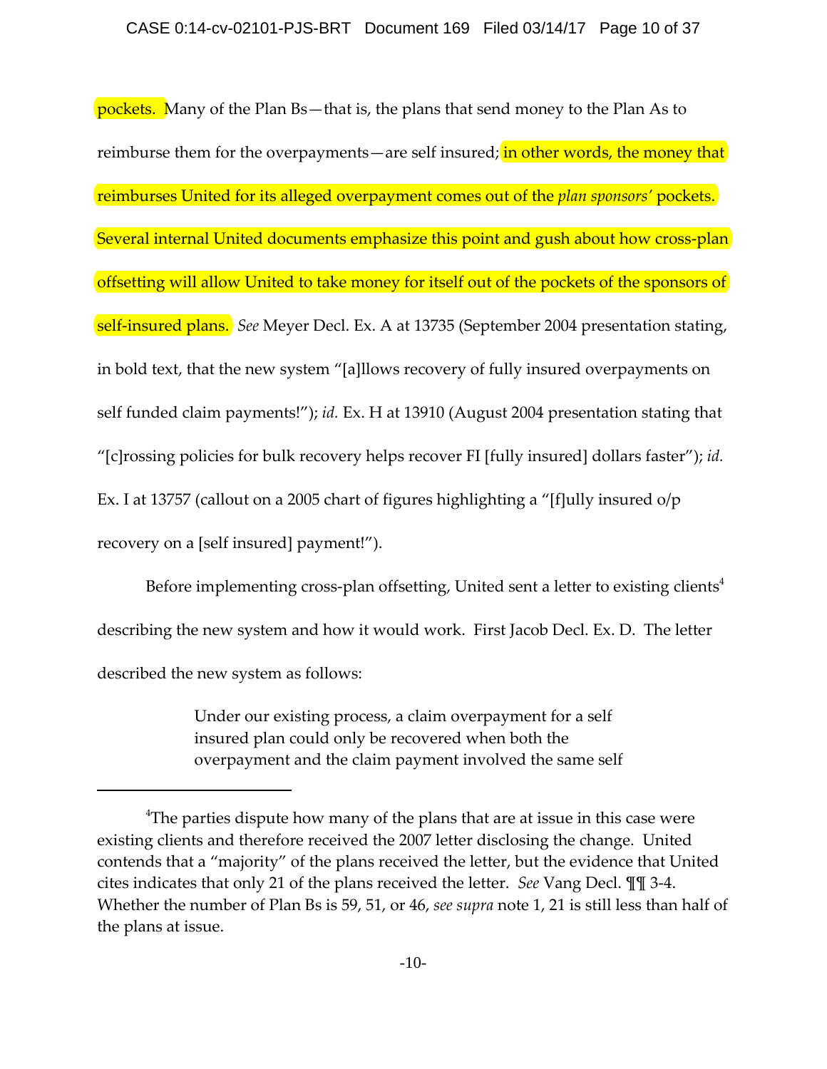pockets. Many of the Plan Bs—that is, the plans that send money to the Plan As to reimburse them for the overpayments—are self insured; in other words, the money that reimburses United for its alleged overpayment comes out of the *plan sponsors'* pockets. Several internal United documents emphasize this point and gush about how cross-plan offsetting will allow United to take money for itself out of the pockets of the sponsors of self-insured plans. *See* Meyer Decl. Ex. A at 13735 (September 2004 presentation stating, in bold text, that the new system "[a]llows recovery of fully insured overpayments on self funded claim payments!"); *id.* Ex. H at 13910 (August 2004 presentation stating that "[c]rossing policies for bulk recovery helps recover FI [fully insured] dollars faster"); *id.* Ex. I at 13757 (callout on a 2005 chart of figures highlighting a "[f]ully insured o/p recovery on a [self insured] payment!").

Before implementing cross-plan offsetting, United sent a letter to existing clients[4] describing the new system and how it would work. First Jacob Decl. Ex. D. The letter described the new system as follows:

> Under our existing process, a claim overpayment for a self insured plan could only be recovered when both the overpayment and the claim payment involved the same self

---

[4]The parties dispute how many of the plans that are at issue in this case were existing clients and therefore received the 2007 letter disclosing the change. United contends that a "majority" of the plans received the letter, but the evidence that United cites indicates that only 21 of the plans received the letter. *See* Vang Decl. ¶¶ 3-4. Whether the number of Plan Bs is 59, 51, or 46, *see supra* note 1, 21 is still less than half of the plans at issue.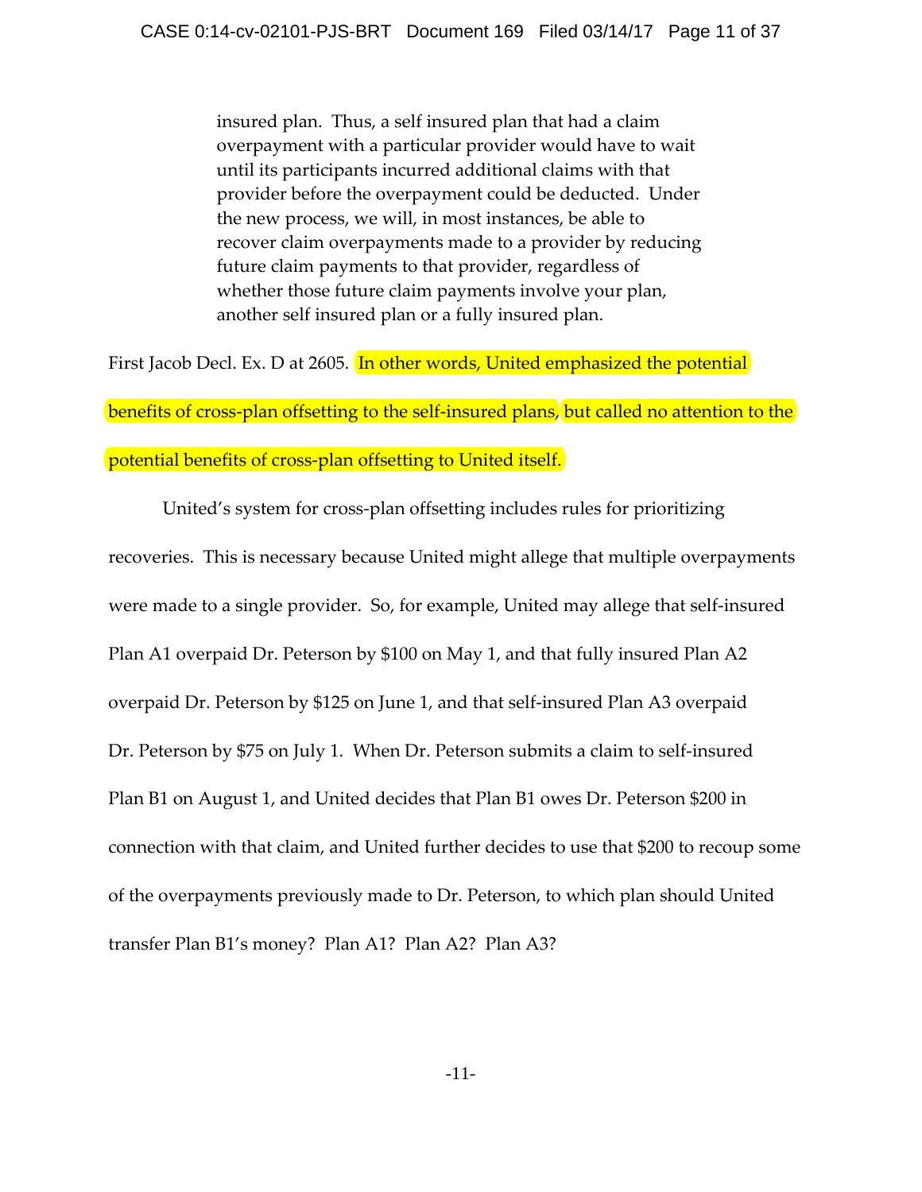> insured plan. Thus, a self insured plan that had a claim overpayment with a particular provider would have to wait until its participants incurred additional claims with that provider before the overpayment could be deducted. Under the new process, we will, in most instances, be able to recover claim overpayments made to a provider by reducing future claim payments to that provider, regardless of whether those future claim payments involve your plan, another self insured plan or a fully insured plan.

First Jacob Decl. Ex. D at 2605. In other words, United emphasized the potential benefits of cross-plan offsetting to the self-insured plans, but called no attention to the potential benefits of cross-plan offsetting to United itself.

United's system for cross-plan offsetting includes rules for prioritizing recoveries. This is necessary because United might allege that multiple overpayments were made to a single provider. So, for example, United may allege that self-insured Plan A1 overpaid Dr. Peterson by $100 on May 1, and that fully insured Plan A2 overpaid Dr. Peterson by $125 on June 1, and that self-insured Plan A3 overpaid Dr. Peterson by $75 on July 1. When Dr. Peterson submits a claim to self-insured Plan B1 on August 1, and United decides that Plan B1 owes Dr. Peterson $200 in connection with that claim, and United further decides to use that $200 to recoup some of the overpayments previously made to Dr. Peterson, to which plan should United transfer Plan B1's money? Plan A1? Plan A2? Plan A3?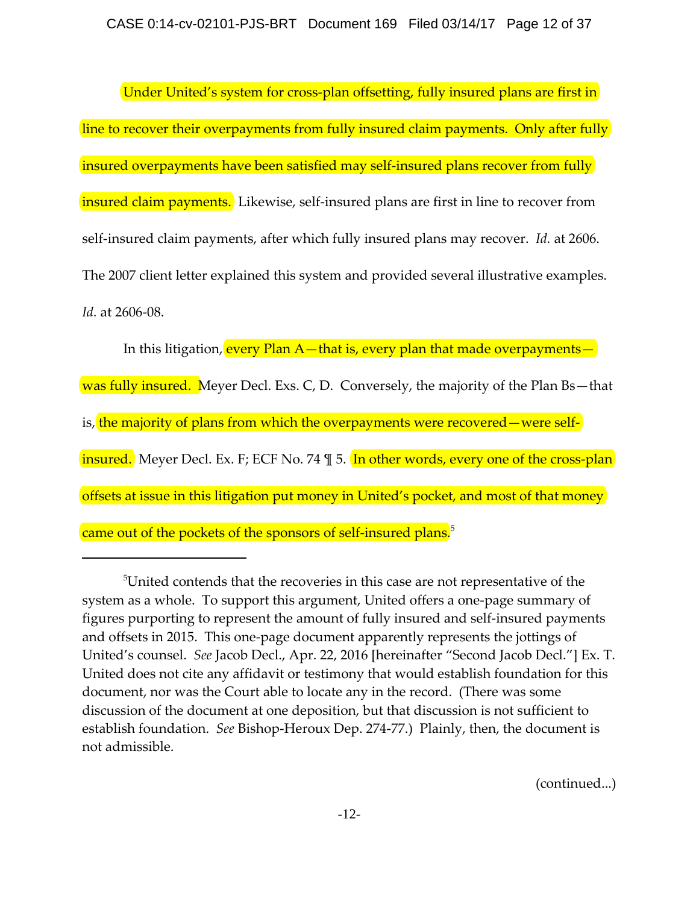Under United's system for cross-plan offsetting, fully insured plans are first in line to recover their overpayments from fully insured claim payments. Only after fully insured overpayments have been satisfied may self-insured plans recover from fully insured claim payments. Likewise, self-insured plans are first in line to recover from self-insured claim payments, after which fully insured plans may recover. *Id.* at 2606. The 2007 client letter explained this system and provided several illustrative examples. *Id.* at 2606-08.

In this litigation, every Plan A—that is, every plan that made overpayments—was fully insured. Meyer Decl. Exs. C, D. Conversely, the majority of the Plan Bs—that is, the majority of plans from which the overpayments were recovered—were self-insured. Meyer Decl. Ex. F; ECF No. 74 ¶ 5. In other words, every one of the cross-plan offsets at issue in this litigation put money in United's pocket, and most of that money came out of the pockets of the sponsors of self-insured plans.[5]

---

[5]United contends that the recoveries in this case are not representative of the system as a whole. To support this argument, United offers a one-page summary of figures purporting to represent the amount of fully insured and self-insured payments and offsets in 2015. This one-page document apparently represents the jottings of United's counsel. *See* Jacob Decl., Apr. 22, 2016 [hereinafter "Second Jacob Decl."] Ex. T. United does not cite any affidavit or testimony that would establish foundation for this document, nor was the Court able to locate any in the record. (There was some discussion of the document at one deposition, but that discussion is not sufficient to establish foundation. *See* Bishop-Heroux Dep. 274-77.) Plainly, then, the document is not admissible.

(continued...)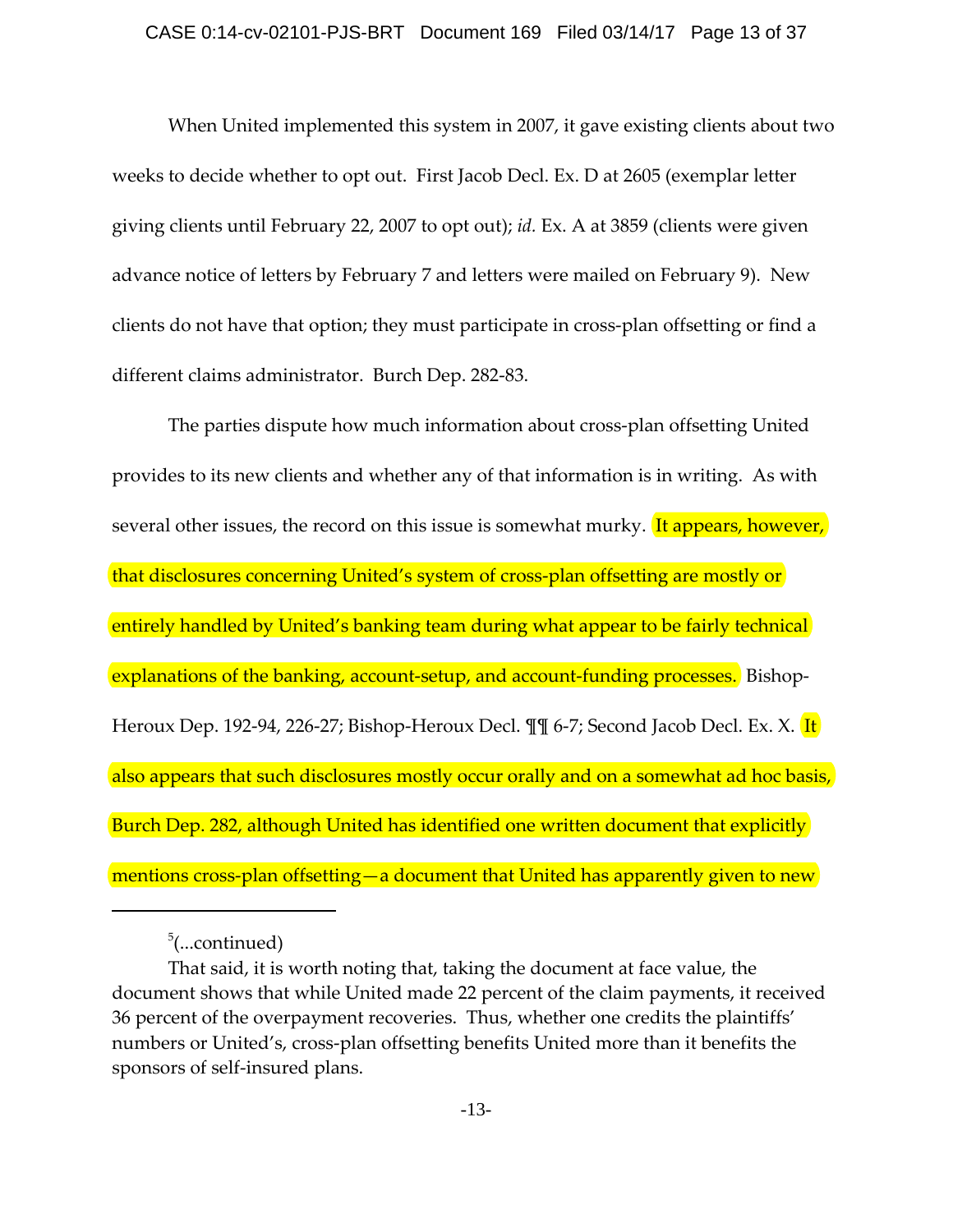When United implemented this system in 2007, it gave existing clients about two weeks to decide whether to opt out. First Jacob Decl. Ex. D at 2605 (exemplar letter giving clients until February 22, 2007 to opt out); *id.* Ex. A at 3859 (clients were given advance notice of letters by February 7 and letters were mailed on February 9). New clients do not have that option; they must participate in cross-plan offsetting or find a different claims administrator. Burch Dep. 282-83.

The parties dispute how much information about cross-plan offsetting United provides to its new clients and whether any of that information is in writing. As with several other issues, the record on this issue is somewhat murky. It appears, however, that disclosures concerning United's system of cross-plan offsetting are mostly or entirely handled by United's banking team during what appear to be fairly technical explanations of the banking, account-setup, and account-funding processes. Bishop-Heroux Dep. 192-94, 226-27; Bishop-Heroux Decl. ¶¶ 6-7; Second Jacob Decl. Ex. X. It also appears that such disclosures mostly occur orally and on a somewhat ad hoc basis, Burch Dep. 282, although United has identified one written document that explicitly mentions cross-plan offsetting—a document that United has apparently given to new

---

[5](...continued)

That said, it is worth noting that, taking the document at face value, the document shows that while United made 22 percent of the claim payments, it received 36 percent of the overpayment recoveries. Thus, whether one credits the plaintiffs' numbers or United's, cross-plan offsetting benefits United more than it benefits the sponsors of self-insured plans.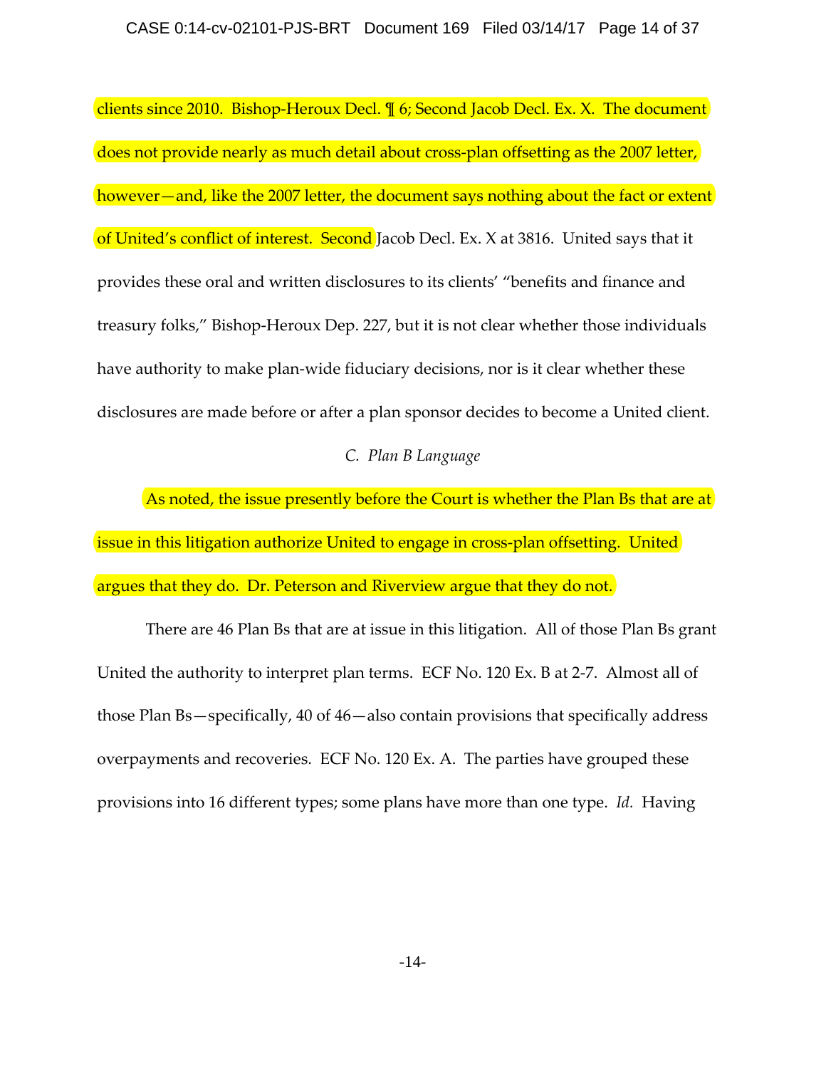clients since 2010. Bishop-Heroux Decl. ¶ 6; Second Jacob Decl. Ex. X. The document does not provide nearly as much detail about cross-plan offsetting as the 2007 letter, however—and, like the 2007 letter, the document says nothing about the fact or extent of United's conflict of interest. Second Jacob Decl. Ex. X at 3816. United says that it provides these oral and written disclosures to its clients' "benefits and finance and treasury folks," Bishop-Heroux Dep. 227, but it is not clear whether those individuals have authority to make plan-wide fiduciary decisions, nor is it clear whether these disclosures are made before or after a plan sponsor decides to become a United client.

### *C. Plan B Language*

As noted, the issue presently before the Court is whether the Plan Bs that are at issue in this litigation authorize United to engage in cross-plan offsetting. United argues that they do. Dr. Peterson and Riverview argue that they do not.

There are 46 Plan Bs that are at issue in this litigation. All of those Plan Bs grant United the authority to interpret plan terms. ECF No. 120 Ex. B at 2-7. Almost all of those Plan Bs—specifically, 40 of 46—also contain provisions that specifically address overpayments and recoveries. ECF No. 120 Ex. A. The parties have grouped these provisions into 16 different types; some plans have more than one type. *Id.* Having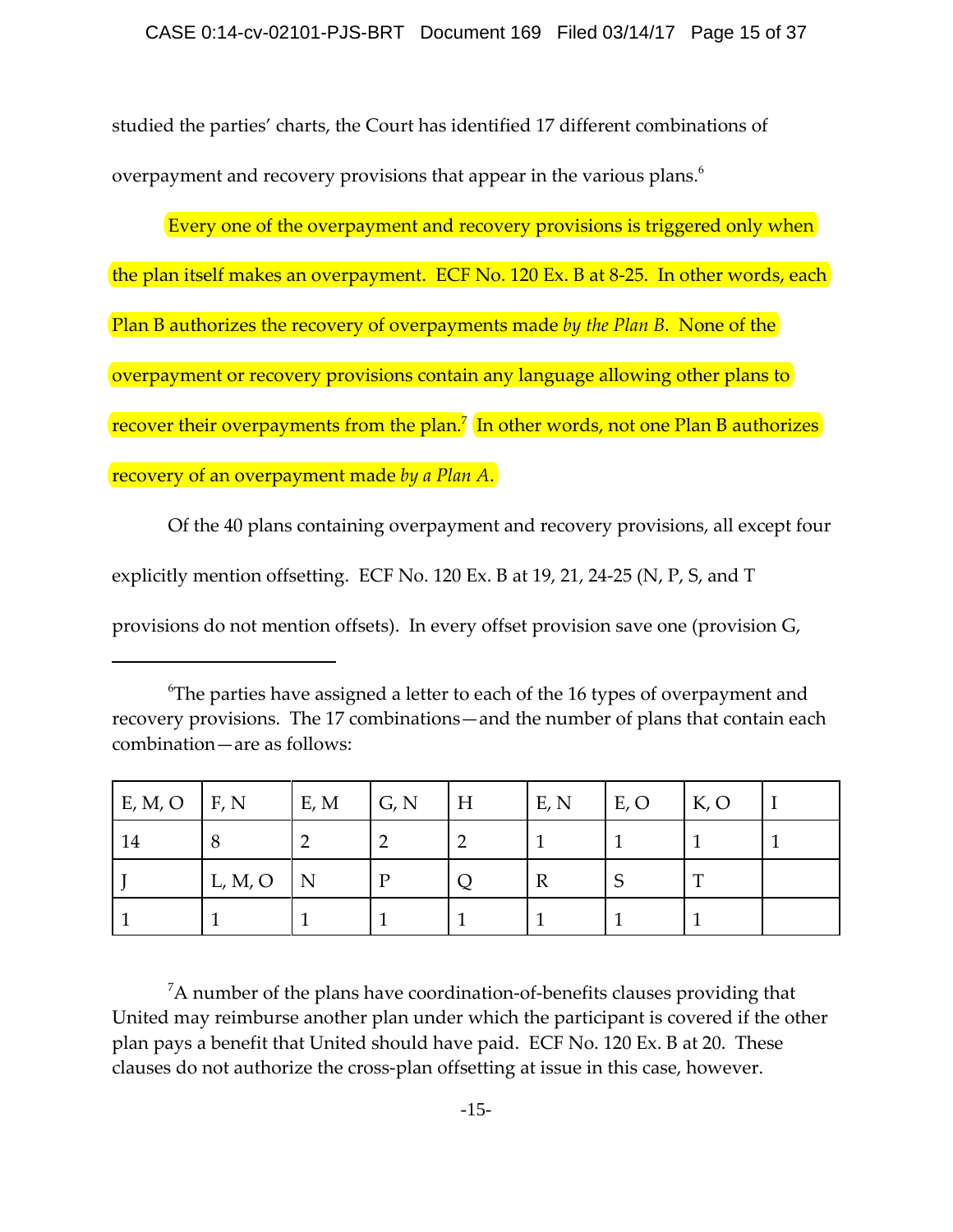studied the parties' charts, the Court has identified 17 different combinations of overpayment and recovery provisions that appear in the various plans.[6]

Every one of the overpayment and recovery provisions is triggered only when the plan itself makes an overpayment. ECF No. 120 Ex. B at 8-25. In other words, each Plan B authorizes the recovery of overpayments made *by the Plan B*. None of the overpayment or recovery provisions contain any language allowing other plans to recover their overpayments from the plan.[7] In other words, not one Plan B authorizes recovery of an overpayment made *by a Plan A*.

Of the 40 plans containing overpayment and recovery provisions, all except four explicitly mention offsetting. ECF No. 120 Ex. B at 19, 21, 24-25 (N, P, S, and T provisions do not mention offsets). In every offset provision save one (provision G,

---

[6]The parties have assigned a letter to each of the 16 types of overpayment and recovery provisions. The 17 combinations—and the number of plans that contain each combination—are as follows:

| E, M, O | F, N | E, M | G, N | H | E, N | E, O | K, O | I |
|---|---|---|---|---|---|---|---|---|
| 14 | 8 | 2 | 2 | 2 | 1 | 1 | 1 | 1 |
| J | L, M, O | N | P | Q | R | S | T | |
| 1 | 1 | 1 | 1 | 1 | 1 | 1 | 1 | |

[7]A number of the plans have coordination-of-benefits clauses providing that United may reimburse another plan under which the participant is covered if the other plan pays a benefit that United should have paid. ECF No. 120 Ex. B at 20. These clauses do not authorize the cross-plan offsetting at issue in this case, however.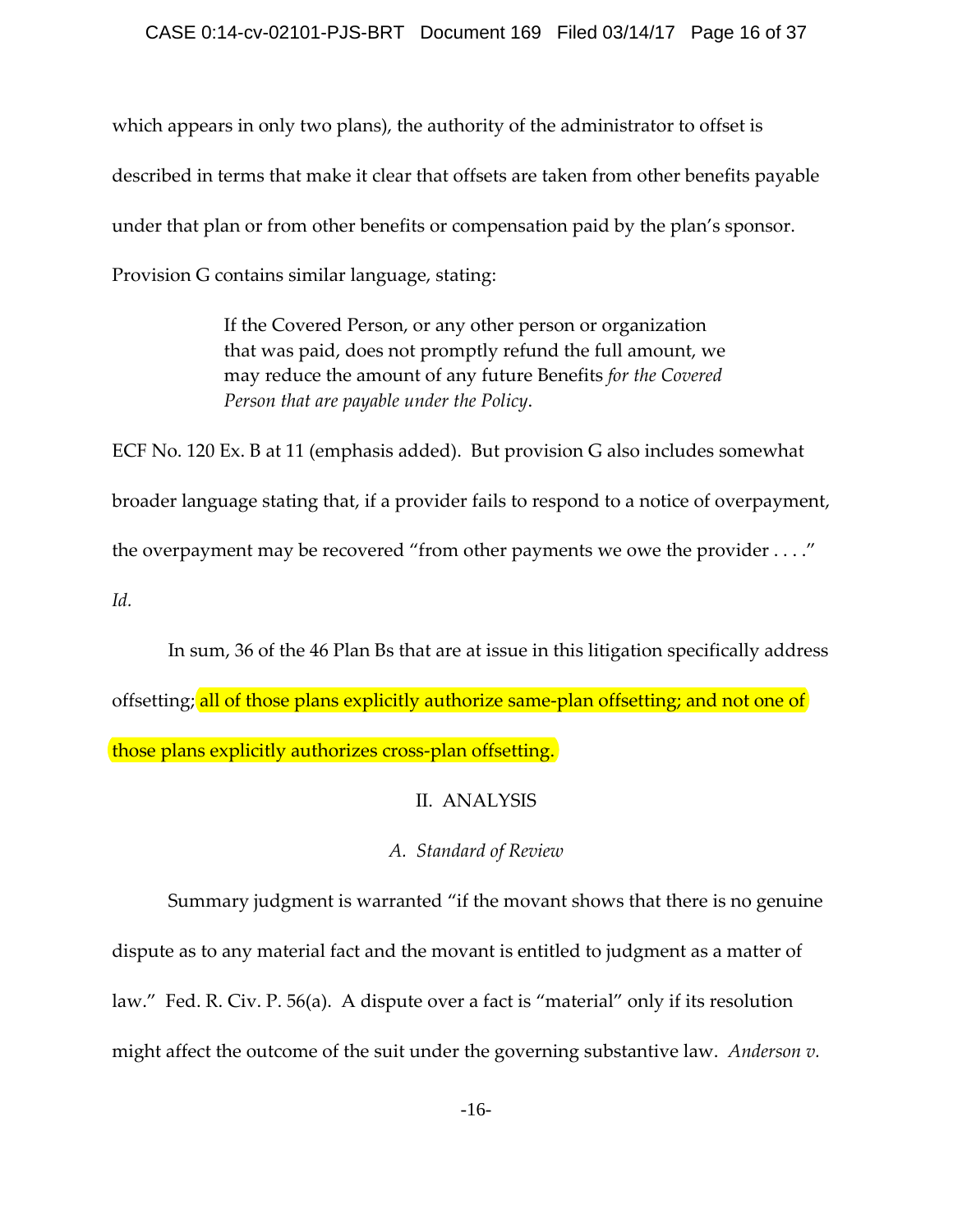which appears in only two plans), the authority of the administrator to offset is described in terms that make it clear that offsets are taken from other benefits payable under that plan or from other benefits or compensation paid by the plan's sponsor. Provision G contains similar language, stating:

> If the Covered Person, or any other person or organization that was paid, does not promptly refund the full amount, we may reduce the amount of any future Benefits *for the Covered Person that are payable under the Policy*.

ECF No. 120 Ex. B at 11 (emphasis added). But provision G also includes somewhat broader language stating that, if a provider fails to respond to a notice of overpayment, the overpayment may be recovered "from other payments we owe the provider . . . ." *Id.*

In sum, 36 of the 46 Plan Bs that are at issue in this litigation specifically address offsetting; all of those plans explicitly authorize same-plan offsetting; and not one of those plans explicitly authorizes cross-plan offsetting.

## II. ANALYSIS

### *A. Standard of Review*

Summary judgment is warranted "if the movant shows that there is no genuine dispute as to any material fact and the movant is entitled to judgment as a matter of law." Fed. R. Civ. P. 56(a). A dispute over a fact is "material" only if its resolution might affect the outcome of the suit under the governing substantive law. *Anderson v.*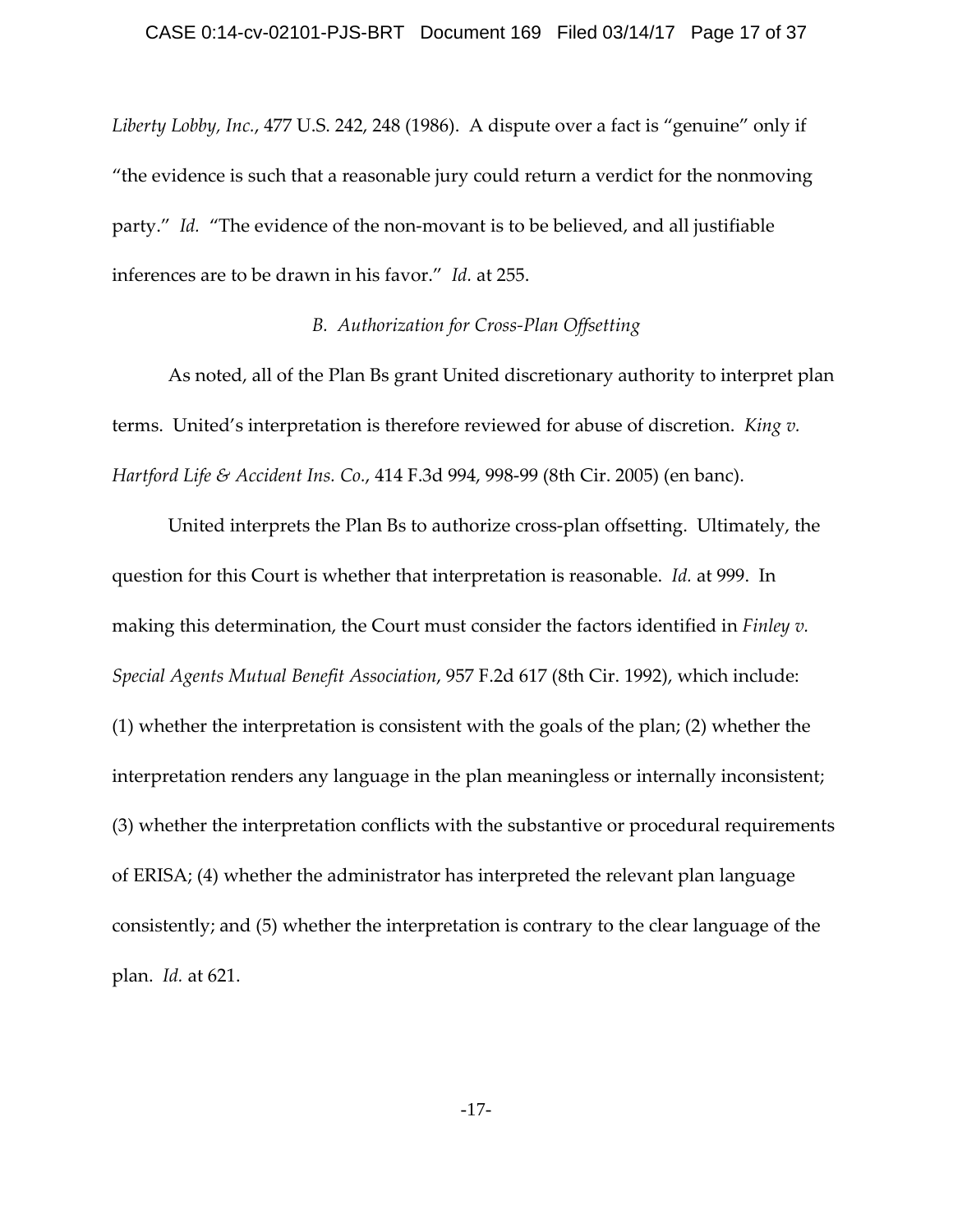*Liberty Lobby, Inc.*, 477 U.S. 242, 248 (1986). A dispute over a fact is "genuine" only if "the evidence is such that a reasonable jury could return a verdict for the nonmoving party." *Id.* "The evidence of the non-movant is to be believed, and all justifiable inferences are to be drawn in his favor." *Id.* at 255.

### *B. Authorization for Cross-Plan Offsetting*

As noted, all of the Plan Bs grant United discretionary authority to interpret plan terms. United's interpretation is therefore reviewed for abuse of discretion. *King v. Hartford Life & Accident Ins. Co.*, 414 F.3d 994, 998-99 (8th Cir. 2005) (en banc).

United interprets the Plan Bs to authorize cross-plan offsetting. Ultimately, the question for this Court is whether that interpretation is reasonable. *Id.* at 999. In making this determination, the Court must consider the factors identified in *Finley v. Special Agents Mutual Benefit Association*, 957 F.2d 617 (8th Cir. 1992), which include: (1) whether the interpretation is consistent with the goals of the plan; (2) whether the interpretation renders any language in the plan meaningless or internally inconsistent; (3) whether the interpretation conflicts with the substantive or procedural requirements of ERISA; (4) whether the administrator has interpreted the relevant plan language consistently; and (5) whether the interpretation is contrary to the clear language of the plan. *Id.* at 621.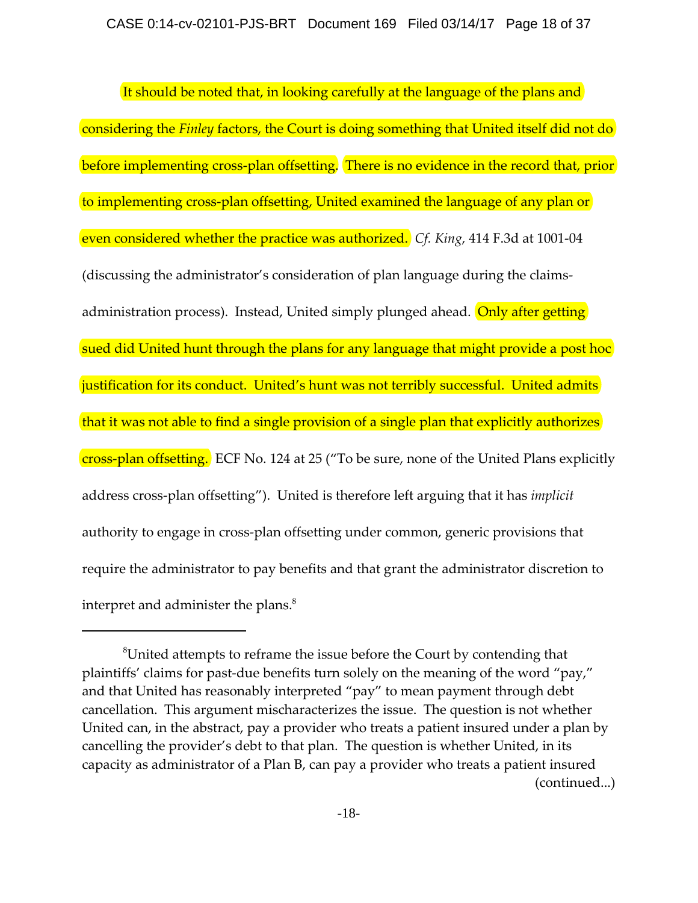It should be noted that, in looking carefully at the language of the plans and considering the *Finley* factors, the Court is doing something that United itself did not do before implementing cross-plan offsetting. There is no evidence in the record that, prior to implementing cross-plan offsetting, United examined the language of any plan or even considered whether the practice was authorized. *Cf. King*, 414 F.3d at 1001-04 (discussing the administrator's consideration of plan language during the claims-administration process). Instead, United simply plunged ahead. Only after getting sued did United hunt through the plans for any language that might provide a post hoc justification for its conduct. United's hunt was not terribly successful. United admits that it was not able to find a single provision of a single plan that explicitly authorizes cross-plan offsetting. ECF No. 124 at 25 ("To be sure, none of the United Plans explicitly address cross-plan offsetting"). United is therefore left arguing that it has *implicit* authority to engage in cross-plan offsetting under common, generic provisions that require the administrator to pay benefits and that grant the administrator discretion to interpret and administer the plans.[8]

---

[8]United attempts to reframe the issue before the Court by contending that plaintiffs' claims for past-due benefits turn solely on the meaning of the word "pay," and that United has reasonably interpreted "pay" to mean payment through debt cancellation. This argument mischaracterizes the issue. The question is not whether United can, in the abstract, pay a provider who treats a patient insured under a plan by cancelling the provider's debt to that plan. The question is whether United, in its capacity as administrator of a Plan B, can pay a provider who treats a patient insured

(continued...)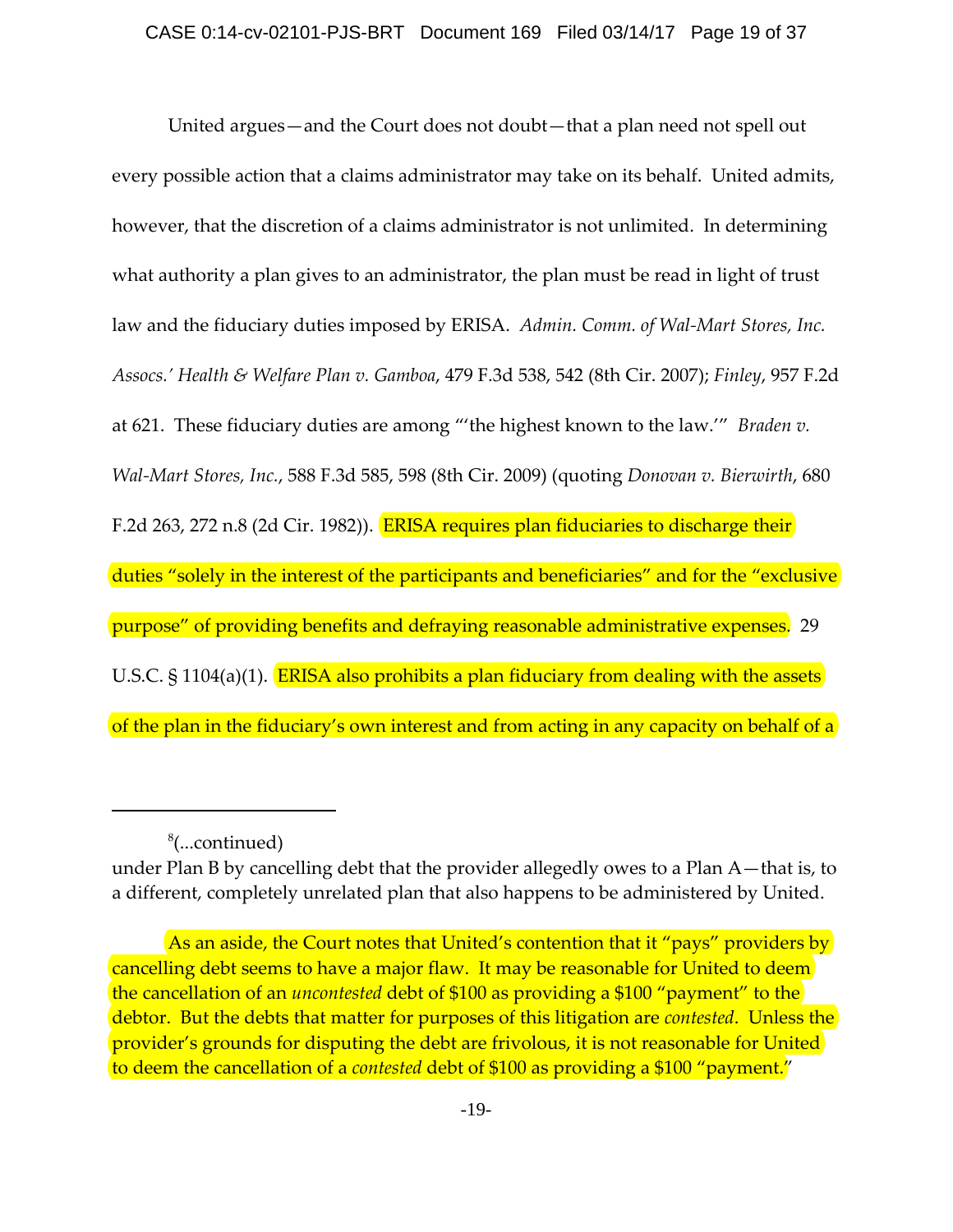United argues—and the Court does not doubt—that a plan need not spell out every possible action that a claims administrator may take on its behalf. United admits, however, that the discretion of a claims administrator is not unlimited. In determining what authority a plan gives to an administrator, the plan must be read in light of trust law and the fiduciary duties imposed by ERISA. *Admin. Comm. of Wal-Mart Stores, Inc. Assocs.' Health & Welfare Plan v. Gamboa*, 479 F.3d 538, 542 (8th Cir. 2007); *Finley*, 957 F.2d at 621. These fiduciary duties are among "'the highest known to the law.'" *Braden v. Wal-Mart Stores, Inc.*, 588 F.3d 585, 598 (8th Cir. 2009) (quoting *Donovan v. Bierwirth*, 680 F.2d 263, 272 n.8 (2d Cir. 1982)). ERISA requires plan fiduciaries to discharge their duties "solely in the interest of the participants and beneficiaries" and for the "exclusive purpose" of providing benefits and defraying reasonable administrative expenses. 29 U.S.C. § 1104(a)(1). ERISA also prohibits a plan fiduciary from dealing with the assets of the plan in the fiduciary's own interest and from acting in any capacity on behalf of a

---

[8](...continued)
under Plan B by cancelling debt that the provider allegedly owes to a Plan A—that is, to a different, completely unrelated plan that also happens to be administered by United.

As an aside, the Court notes that United's contention that it "pays" providers by cancelling debt seems to have a major flaw. It may be reasonable for United to deem the cancellation of an *uncontested* debt of $100 as providing a $100 "payment" to the debtor. But the debts that matter for purposes of this litigation are *contested*. Unless the provider's grounds for disputing the debt are frivolous, it is not reasonable for United to deem the cancellation of a *contested* debt of $100 as providing a $100 "payment."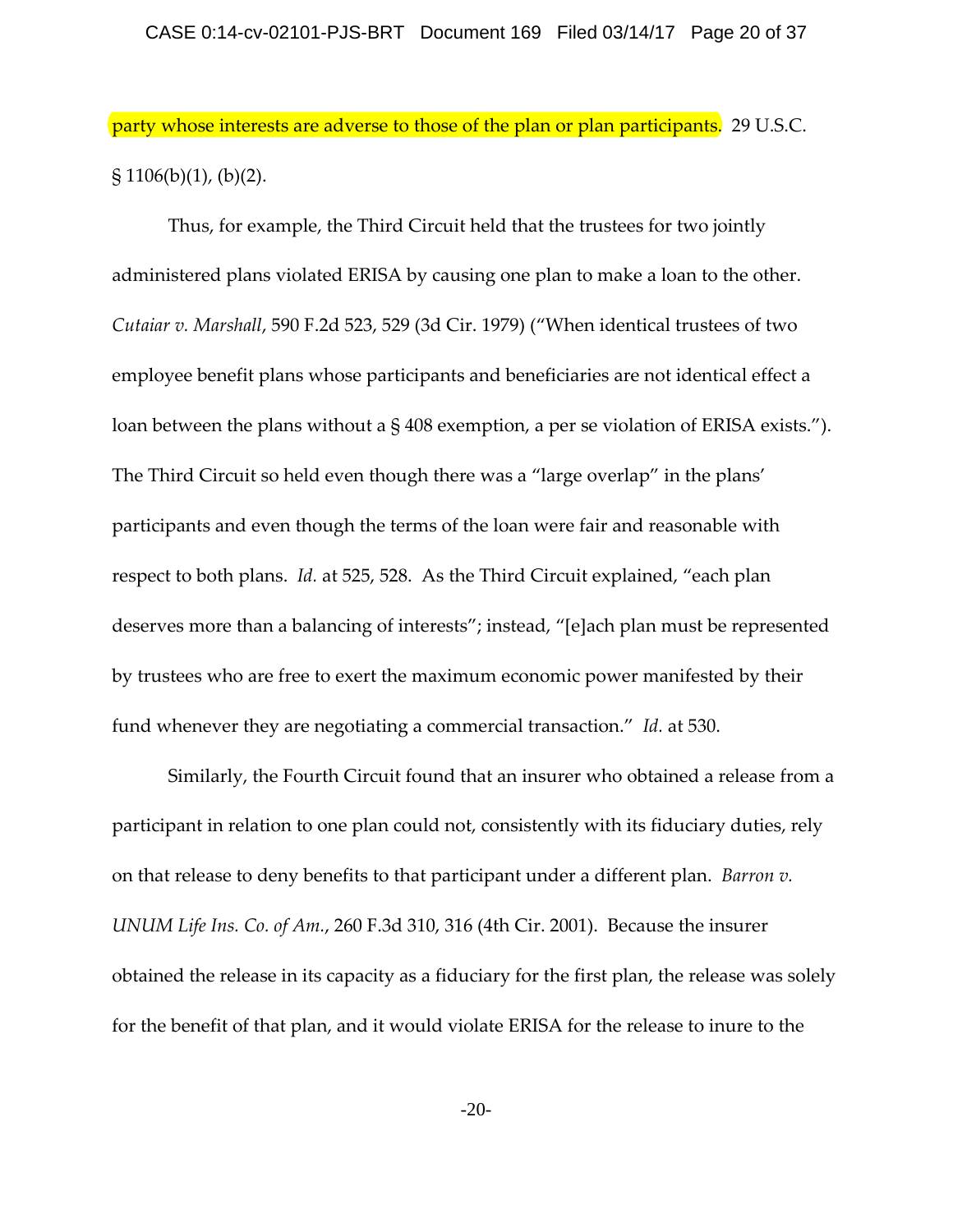party whose interests are adverse to those of the plan or plan participants. 29 U.S.C. § 1106(b)(1), (b)(2).

Thus, for example, the Third Circuit held that the trustees for two jointly administered plans violated ERISA by causing one plan to make a loan to the other. *Cutaiar v. Marshall*, 590 F.2d 523, 529 (3d Cir. 1979) ("When identical trustees of two employee benefit plans whose participants and beneficiaries are not identical effect a loan between the plans without a § 408 exemption, a per se violation of ERISA exists."). The Third Circuit so held even though there was a "large overlap" in the plans' participants and even though the terms of the loan were fair and reasonable with respect to both plans. *Id.* at 525, 528. As the Third Circuit explained, "each plan deserves more than a balancing of interests"; instead, "[e]ach plan must be represented by trustees who are free to exert the maximum economic power manifested by their fund whenever they are negotiating a commercial transaction." *Id.* at 530.

Similarly, the Fourth Circuit found that an insurer who obtained a release from a participant in relation to one plan could not, consistently with its fiduciary duties, rely on that release to deny benefits to that participant under a different plan. *Barron v. UNUM Life Ins. Co. of Am.*, 260 F.3d 310, 316 (4th Cir. 2001). Because the insurer obtained the release in its capacity as a fiduciary for the first plan, the release was solely for the benefit of that plan, and it would violate ERISA for the release to inure to the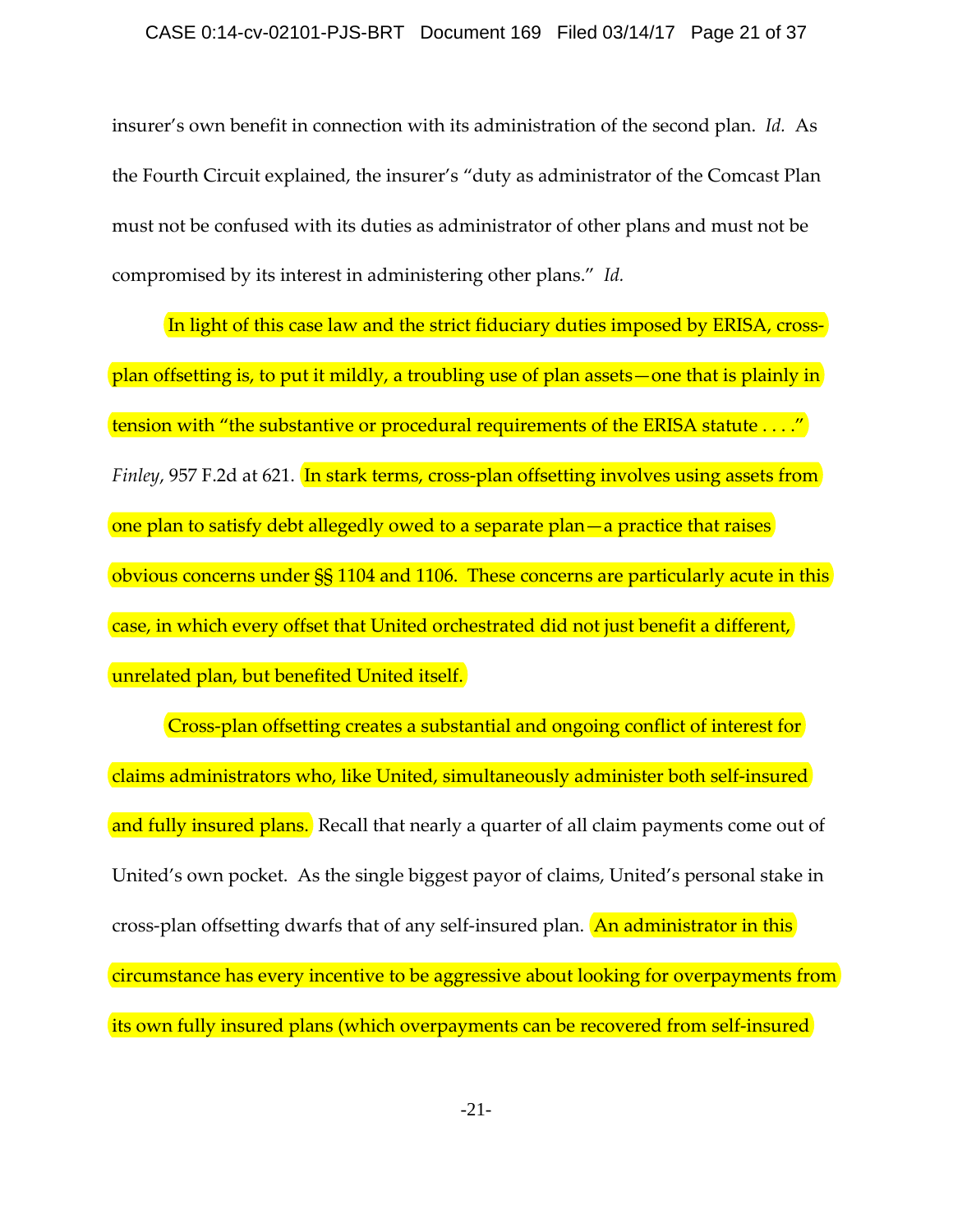insurer's own benefit in connection with its administration of the second plan. *Id.* As the Fourth Circuit explained, the insurer's "duty as administrator of the Comcast Plan must not be confused with its duties as administrator of other plans and must not be compromised by its interest in administering other plans." *Id.*

In light of this case law and the strict fiduciary duties imposed by ERISA, cross-plan offsetting is, to put it mildly, a troubling use of plan assets—one that is plainly in tension with "the substantive or procedural requirements of the ERISA statute . . . ." *Finley*, 957 F.2d at 621. In stark terms, cross-plan offsetting involves using assets from one plan to satisfy debt allegedly owed to a separate plan—a practice that raises obvious concerns under §§ 1104 and 1106. These concerns are particularly acute in this case, in which every offset that United orchestrated did not just benefit a different, unrelated plan, but benefited United itself.

Cross-plan offsetting creates a substantial and ongoing conflict of interest for claims administrators who, like United, simultaneously administer both self-insured and fully insured plans. Recall that nearly a quarter of all claim payments come out of United's own pocket. As the single biggest payor of claims, United's personal stake in cross-plan offsetting dwarfs that of any self-insured plan. An administrator in this circumstance has every incentive to be aggressive about looking for overpayments from its own fully insured plans (which overpayments can be recovered from self-insured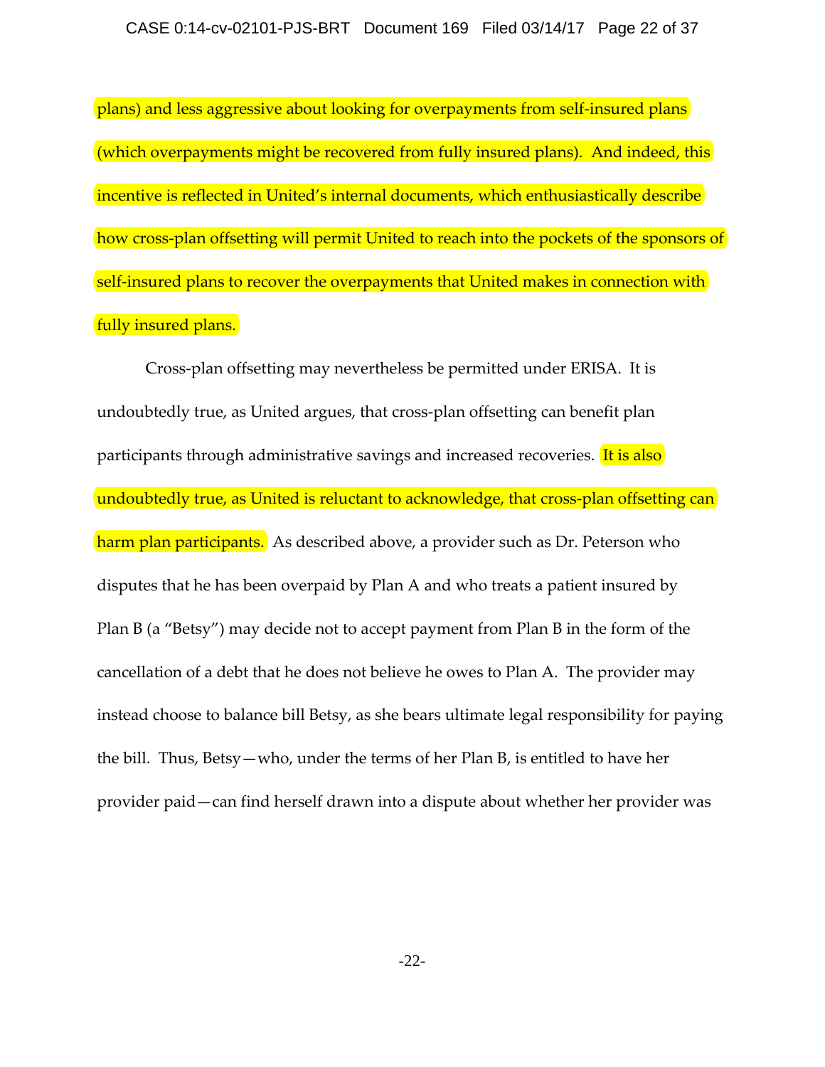plans) and less aggressive about looking for overpayments from self-insured plans (which overpayments might be recovered from fully insured plans). And indeed, this incentive is reflected in United's internal documents, which enthusiastically describe how cross-plan offsetting will permit United to reach into the pockets of the sponsors of self-insured plans to recover the overpayments that United makes in connection with fully insured plans.

Cross-plan offsetting may nevertheless be permitted under ERISA. It is undoubtedly true, as United argues, that cross-plan offsetting can benefit plan participants through administrative savings and increased recoveries. It is also undoubtedly true, as United is reluctant to acknowledge, that cross-plan offsetting can harm plan participants. As described above, a provider such as Dr. Peterson who disputes that he has been overpaid by Plan A and who treats a patient insured by Plan B (a "Betsy") may decide not to accept payment from Plan B in the form of the cancellation of a debt that he does not believe he owes to Plan A. The provider may instead choose to balance bill Betsy, as she bears ultimate legal responsibility for paying the bill. Thus, Betsy—who, under the terms of her Plan B, is entitled to have her provider paid—can find herself drawn into a dispute about whether her provider was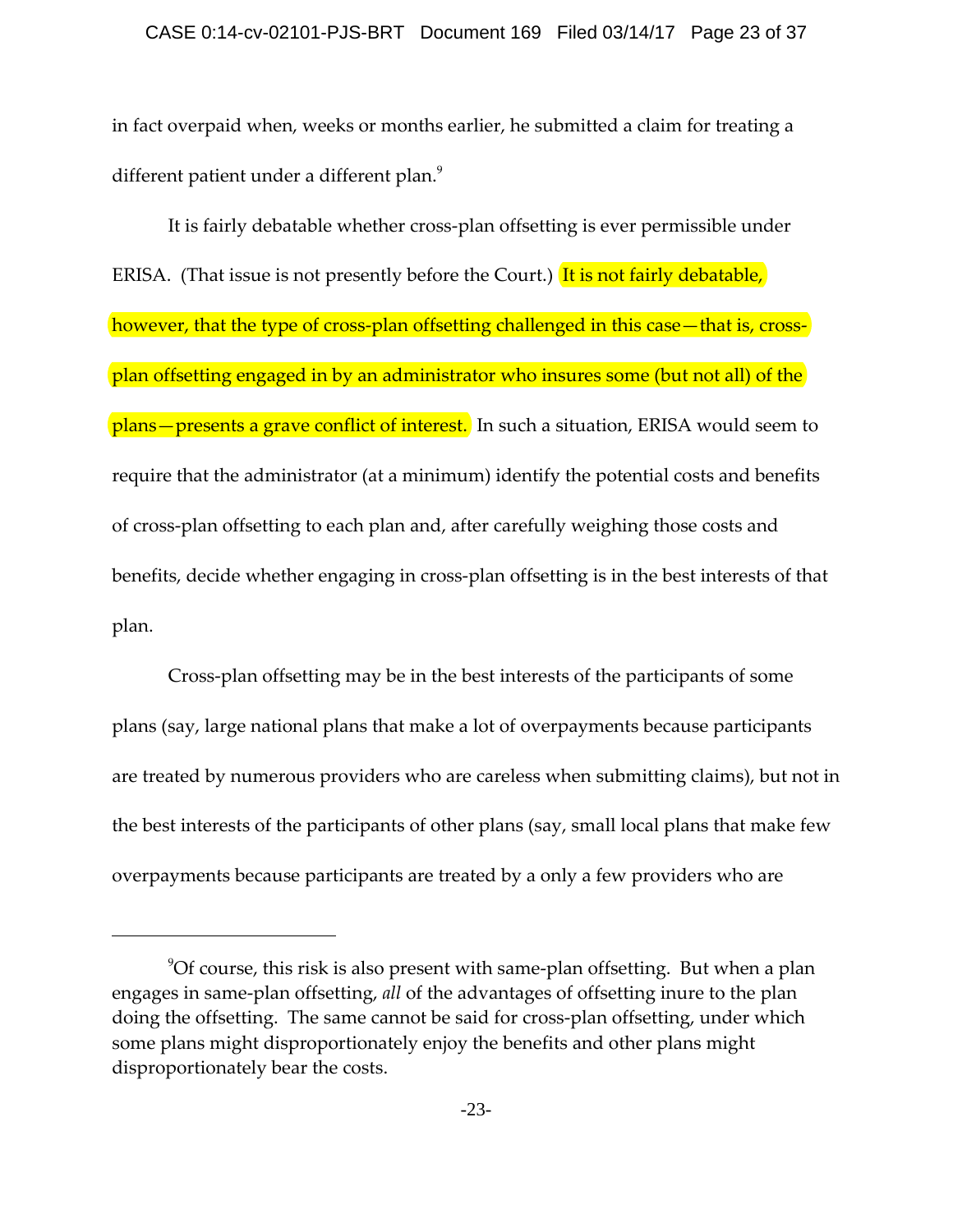in fact overpaid when, weeks or months earlier, he submitted a claim for treating a different patient under a different plan.[9]

It is fairly debatable whether cross-plan offsetting is ever permissible under ERISA. (That issue is not presently before the Court.) It is not fairly debatable, however, that the type of cross-plan offsetting challenged in this case—that is, cross-plan offsetting engaged in by an administrator who insures some (but not all) of the plans—presents a grave conflict of interest. In such a situation, ERISA would seem to require that the administrator (at a minimum) identify the potential costs and benefits of cross-plan offsetting to each plan and, after carefully weighing those costs and benefits, decide whether engaging in cross-plan offsetting is in the best interests of that plan.

Cross-plan offsetting may be in the best interests of the participants of some plans (say, large national plans that make a lot of overpayments because participants are treated by numerous providers who are careless when submitting claims), but not in the best interests of the participants of other plans (say, small local plans that make few overpayments because participants are treated by a only a few providers who are

---

[9] Of course, this risk is also present with same-plan offsetting. But when a plan engages in same-plan offsetting, *all* of the advantages of offsetting inure to the plan doing the offsetting. The same cannot be said for cross-plan offsetting, under which some plans might disproportionately enjoy the benefits and other plans might disproportionately bear the costs.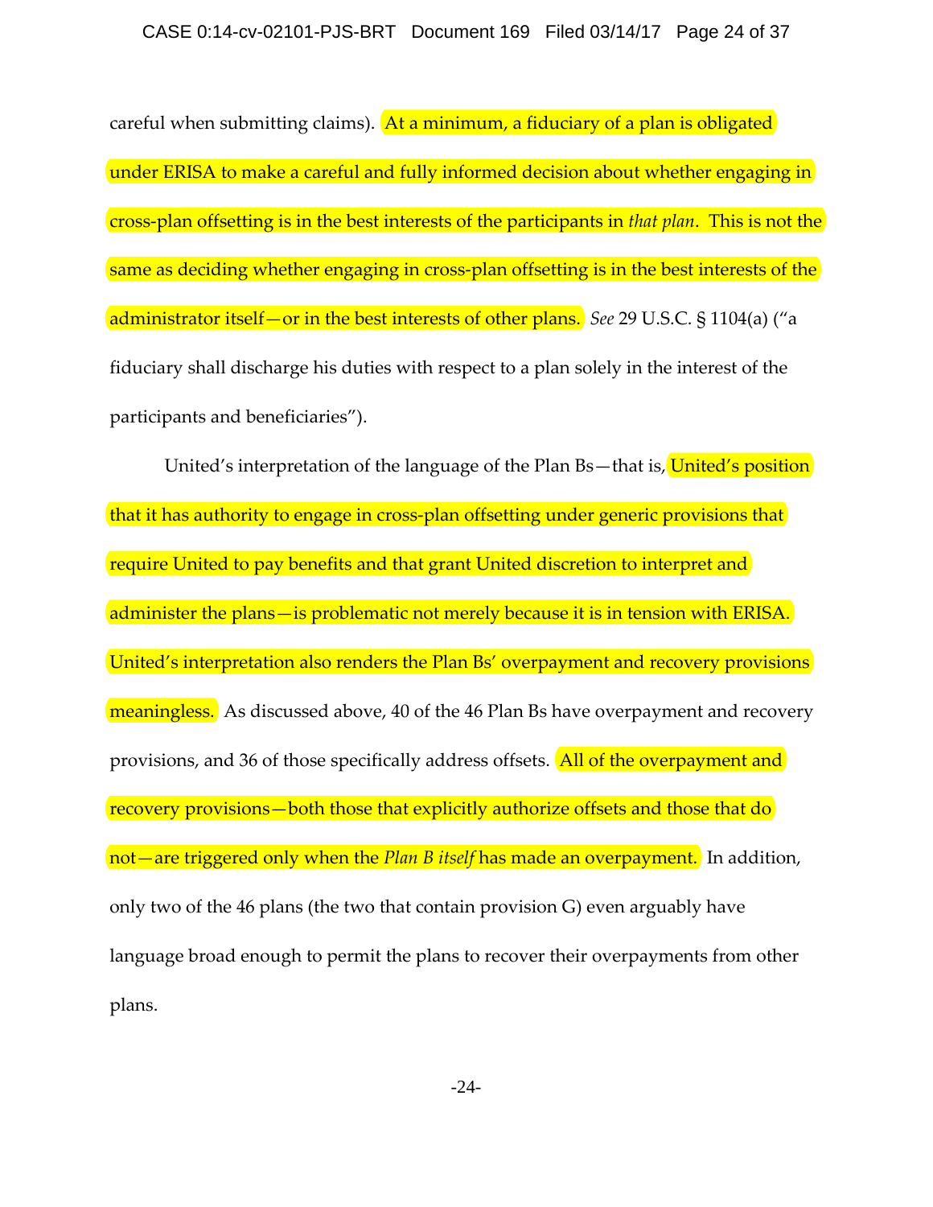careful when submitting claims). At a minimum, a fiduciary of a plan is obligated under ERISA to make a careful and fully informed decision about whether engaging in cross-plan offsetting is in the best interests of the participants in *that plan*. This is not the same as deciding whether engaging in cross-plan offsetting is in the best interests of the administrator itself—or in the best interests of other plans. *See* 29 U.S.C. § 1104(a) ("a fiduciary shall discharge his duties with respect to a plan solely in the interest of the participants and beneficiaries").

United's interpretation of the language of the Plan Bs—that is, United's position that it has authority to engage in cross-plan offsetting under generic provisions that require United to pay benefits and that grant United discretion to interpret and administer the plans—is problematic not merely because it is in tension with ERISA. United's interpretation also renders the Plan Bs' overpayment and recovery provisions meaningless. As discussed above, 40 of the 46 Plan Bs have overpayment and recovery provisions, and 36 of those specifically address offsets. All of the overpayment and recovery provisions—both those that explicitly authorize offsets and those that do not—are triggered only when the *Plan B itself* has made an overpayment. In addition, only two of the 46 plans (the two that contain provision G) even arguably have language broad enough to permit the plans to recover their overpayments from other plans.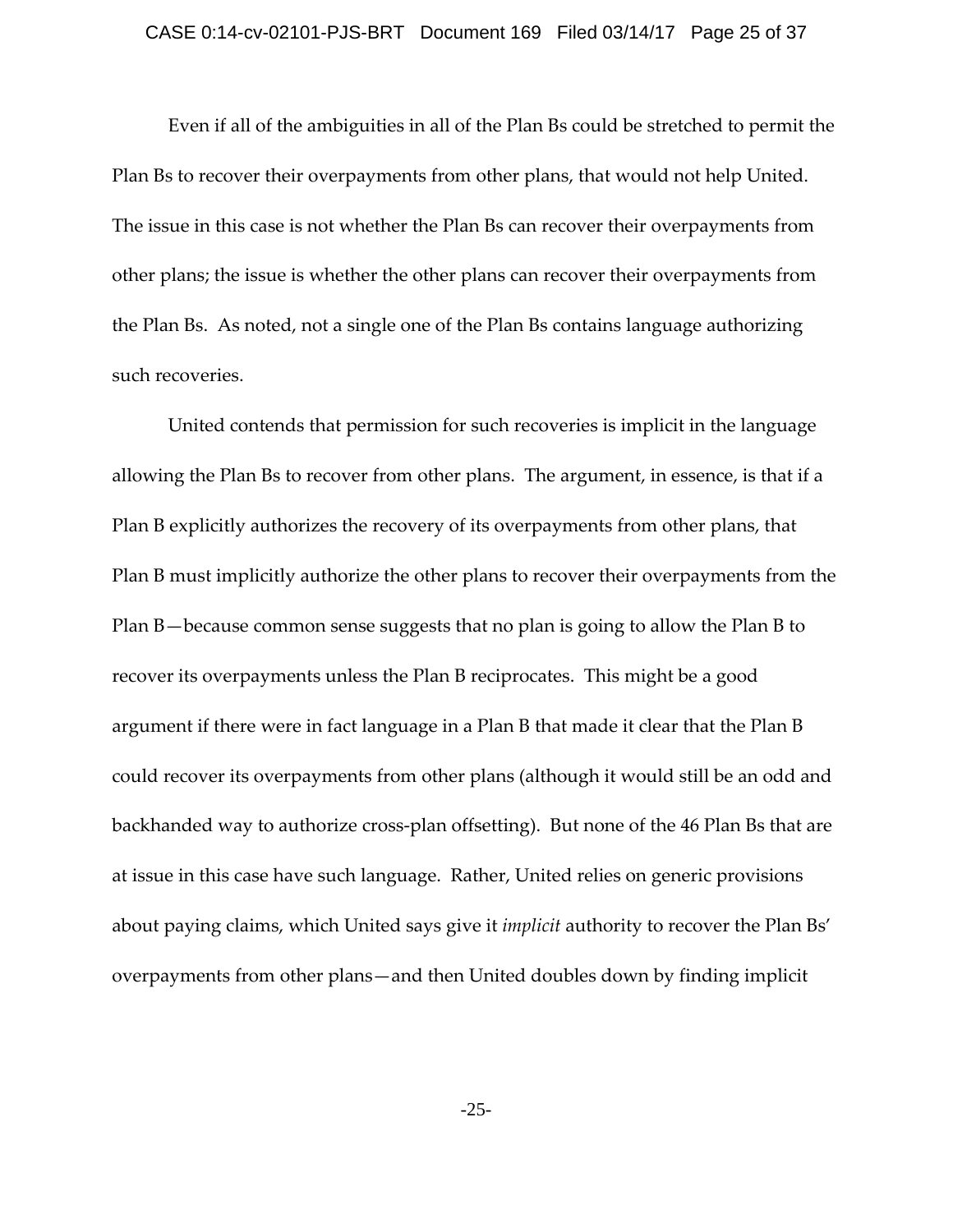Even if all of the ambiguities in all of the Plan Bs could be stretched to permit the Plan Bs to recover their overpayments from other plans, that would not help United. The issue in this case is not whether the Plan Bs can recover their overpayments from other plans; the issue is whether the other plans can recover their overpayments from the Plan Bs. As noted, not a single one of the Plan Bs contains language authorizing such recoveries.

United contends that permission for such recoveries is implicit in the language allowing the Plan Bs to recover from other plans. The argument, in essence, is that if a Plan B explicitly authorizes the recovery of its overpayments from other plans, that Plan B must implicitly authorize the other plans to recover their overpayments from the Plan B—because common sense suggests that no plan is going to allow the Plan B to recover its overpayments unless the Plan B reciprocates. This might be a good argument if there were in fact language in a Plan B that made it clear that the Plan B could recover its overpayments from other plans (although it would still be an odd and backhanded way to authorize cross-plan offsetting). But none of the 46 Plan Bs that are at issue in this case have such language. Rather, United relies on generic provisions about paying claims, which United says give it *implicit* authority to recover the Plan Bs' overpayments from other plans—and then United doubles down by finding implicit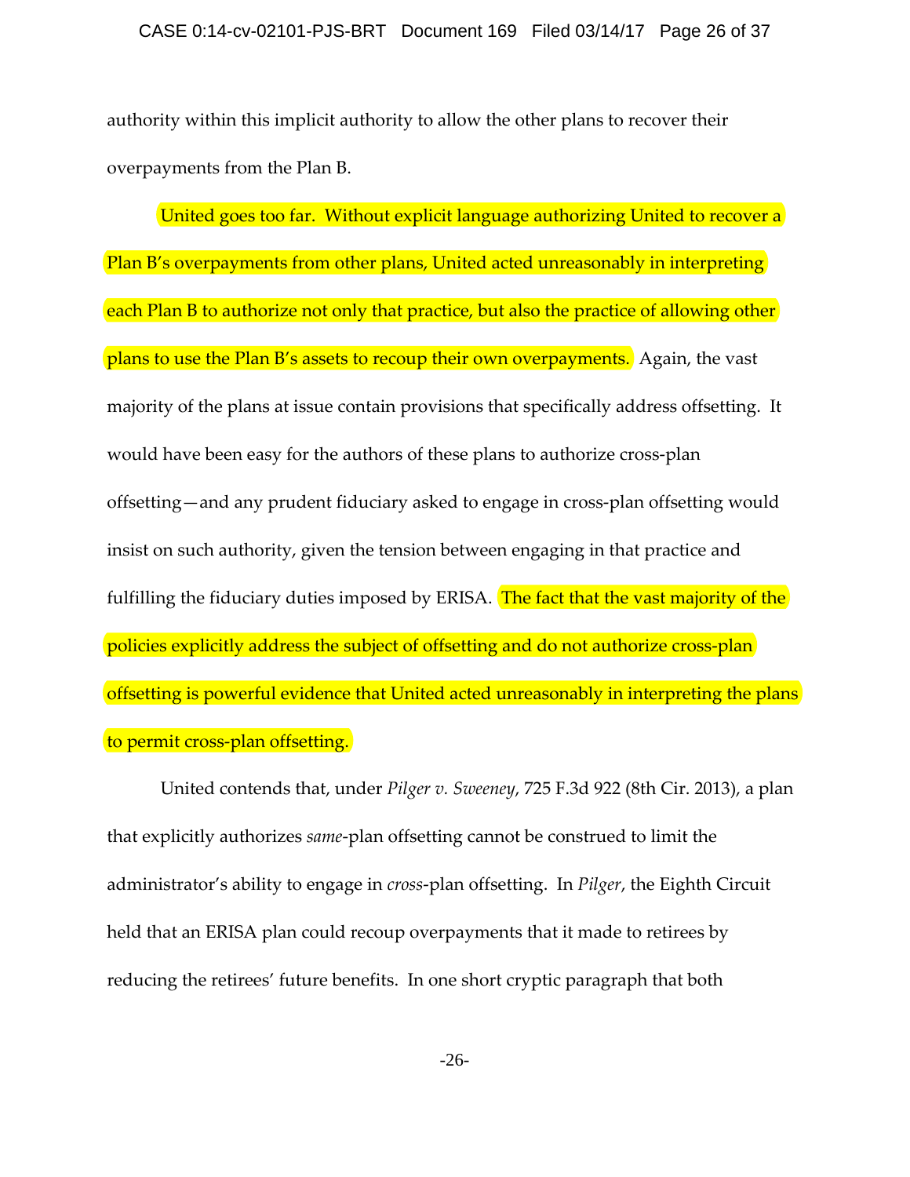authority within this implicit authority to allow the other plans to recover their overpayments from the Plan B.

United goes too far. Without explicit language authorizing United to recover a Plan B's overpayments from other plans, United acted unreasonably in interpreting each Plan B to authorize not only that practice, but also the practice of allowing other plans to use the Plan B's assets to recoup their own overpayments. Again, the vast majority of the plans at issue contain provisions that specifically address offsetting. It would have been easy for the authors of these plans to authorize cross-plan offsetting—and any prudent fiduciary asked to engage in cross-plan offsetting would insist on such authority, given the tension between engaging in that practice and fulfilling the fiduciary duties imposed by ERISA. The fact that the vast majority of the policies explicitly address the subject of offsetting and do not authorize cross-plan offsetting is powerful evidence that United acted unreasonably in interpreting the plans to permit cross-plan offsetting.

United contends that, under *Pilger v. Sweeney*, 725 F.3d 922 (8th Cir. 2013), a plan that explicitly authorizes *same*-plan offsetting cannot be construed to limit the administrator's ability to engage in *cross*-plan offsetting. In *Pilger*, the Eighth Circuit held that an ERISA plan could recoup overpayments that it made to retirees by reducing the retirees' future benefits. In one short cryptic paragraph that both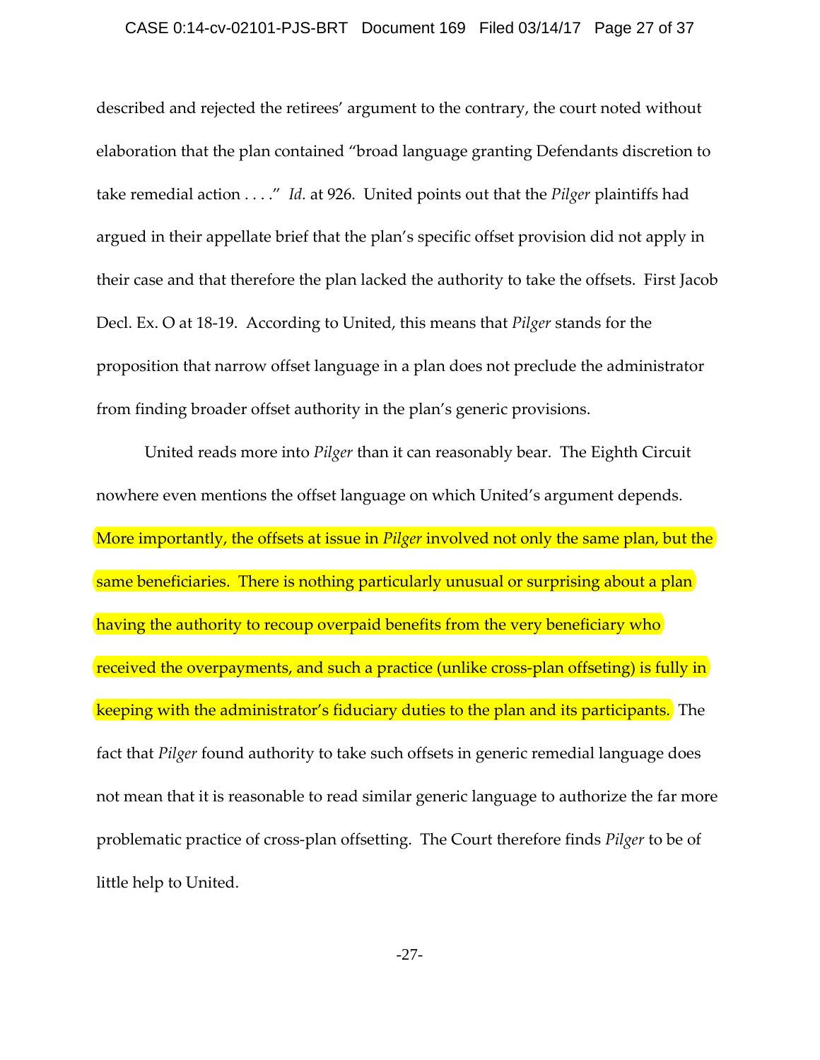described and rejected the retirees' argument to the contrary, the court noted without elaboration that the plan contained "broad language granting Defendants discretion to take remedial action . . . ." *Id.* at 926. United points out that the *Pilger* plaintiffs had argued in their appellate brief that the plan's specific offset provision did not apply in their case and that therefore the plan lacked the authority to take the offsets. First Jacob Decl. Ex. O at 18-19. According to United, this means that *Pilger* stands for the proposition that narrow offset language in a plan does not preclude the administrator from finding broader offset authority in the plan's generic provisions.

United reads more into *Pilger* than it can reasonably bear. The Eighth Circuit nowhere even mentions the offset language on which United's argument depends. More importantly, the offsets at issue in *Pilger* involved not only the same plan, but the same beneficiaries. There is nothing particularly unusual or surprising about a plan having the authority to recoup overpaid benefits from the very beneficiary who received the overpayments, and such a practice (unlike cross-plan offseting) is fully in keeping with the administrator's fiduciary duties to the plan and its participants. The fact that *Pilger* found authority to take such offsets in generic remedial language does not mean that it is reasonable to read similar generic language to authorize the far more problematic practice of cross-plan offsetting. The Court therefore finds *Pilger* to be of little help to United.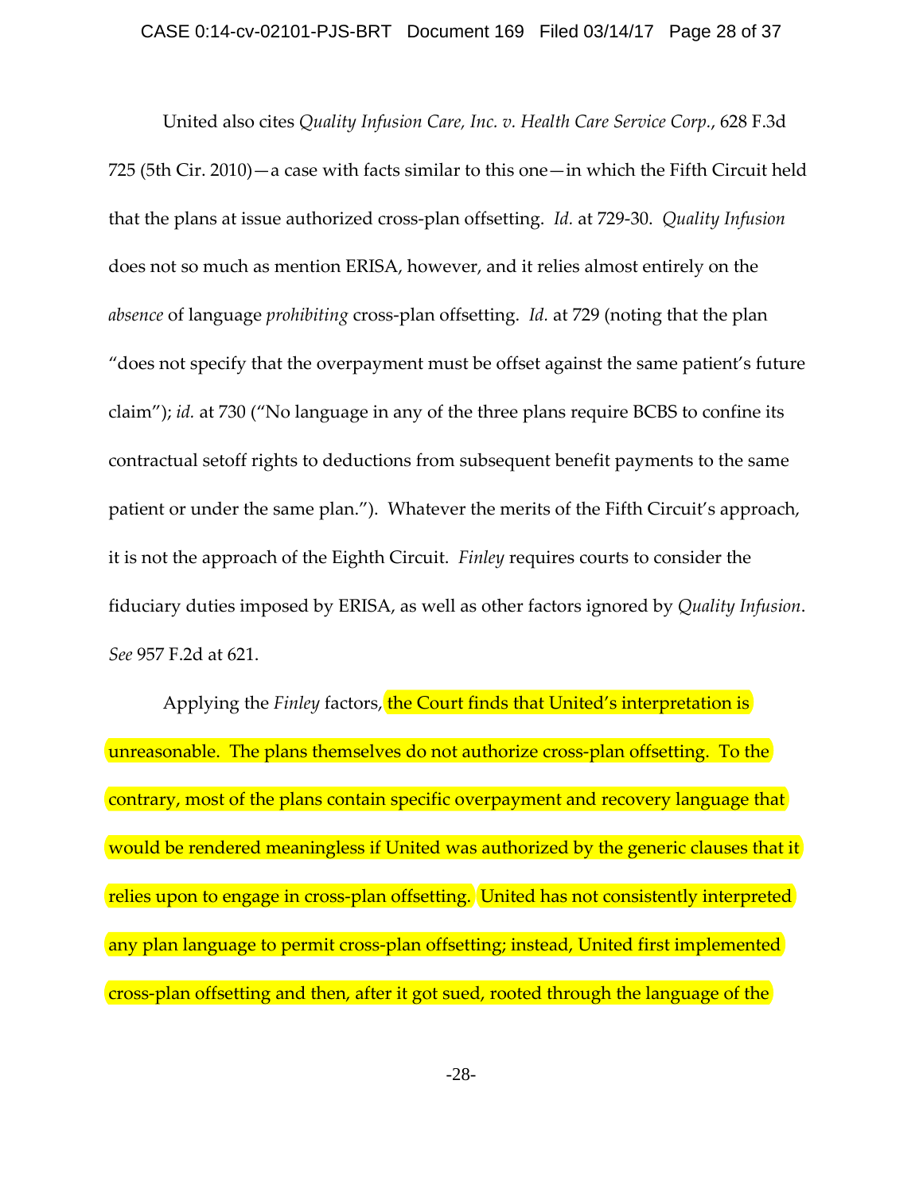United also cites *Quality Infusion Care, Inc. v. Health Care Service Corp.*, 628 F.3d 725 (5th Cir. 2010)—a case with facts similar to this one—in which the Fifth Circuit held that the plans at issue authorized cross-plan offsetting. *Id.* at 729-30. *Quality Infusion* does not so much as mention ERISA, however, and it relies almost entirely on the *absence* of language *prohibiting* cross-plan offsetting. *Id.* at 729 (noting that the plan "does not specify that the overpayment must be offset against the same patient's future claim"); *id.* at 730 ("No language in any of the three plans require BCBS to confine its contractual setoff rights to deductions from subsequent benefit payments to the same patient or under the same plan."). Whatever the merits of the Fifth Circuit's approach, it is not the approach of the Eighth Circuit. *Finley* requires courts to consider the fiduciary duties imposed by ERISA, as well as other factors ignored by *Quality Infusion*. *See* 957 F.2d at 621.

Applying the *Finley* factors, the Court finds that United's interpretation is unreasonable. The plans themselves do not authorize cross-plan offsetting. To the contrary, most of the plans contain specific overpayment and recovery language that would be rendered meaningless if United was authorized by the generic clauses that it relies upon to engage in cross-plan offsetting. United has not consistently interpreted any plan language to permit cross-plan offsetting; instead, United first implemented cross-plan offsetting and then, after it got sued, rooted through the language of the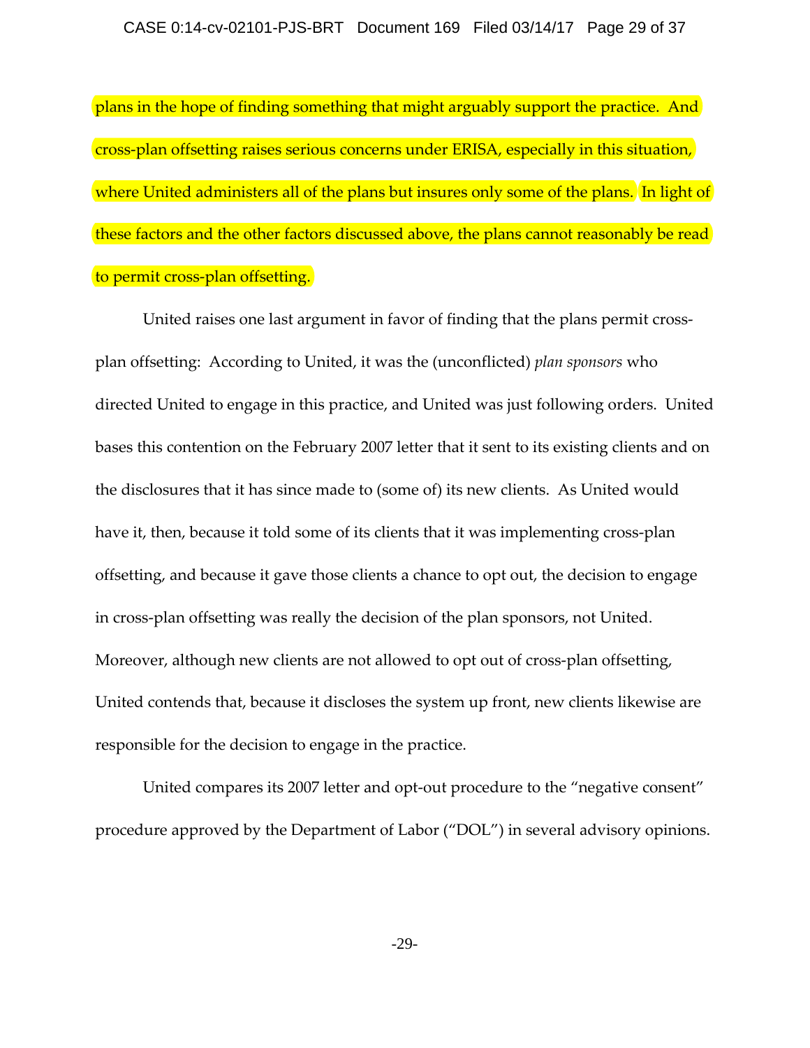plans in the hope of finding something that might arguably support the practice. And cross-plan offsetting raises serious concerns under ERISA, especially in this situation, where United administers all of the plans but insures only some of the plans. In light of these factors and the other factors discussed above, the plans cannot reasonably be read to permit cross-plan offsetting.

United raises one last argument in favor of finding that the plans permit cross-plan offsetting: According to United, it was the (unconflicted) *plan sponsors* who directed United to engage in this practice, and United was just following orders. United bases this contention on the February 2007 letter that it sent to its existing clients and on the disclosures that it has since made to (some of) its new clients. As United would have it, then, because it told some of its clients that it was implementing cross-plan offsetting, and because it gave those clients a chance to opt out, the decision to engage in cross-plan offsetting was really the decision of the plan sponsors, not United. Moreover, although new clients are not allowed to opt out of cross-plan offsetting, United contends that, because it discloses the system up front, new clients likewise are responsible for the decision to engage in the practice.

United compares its 2007 letter and opt-out procedure to the "negative consent" procedure approved by the Department of Labor ("DOL") in several advisory opinions.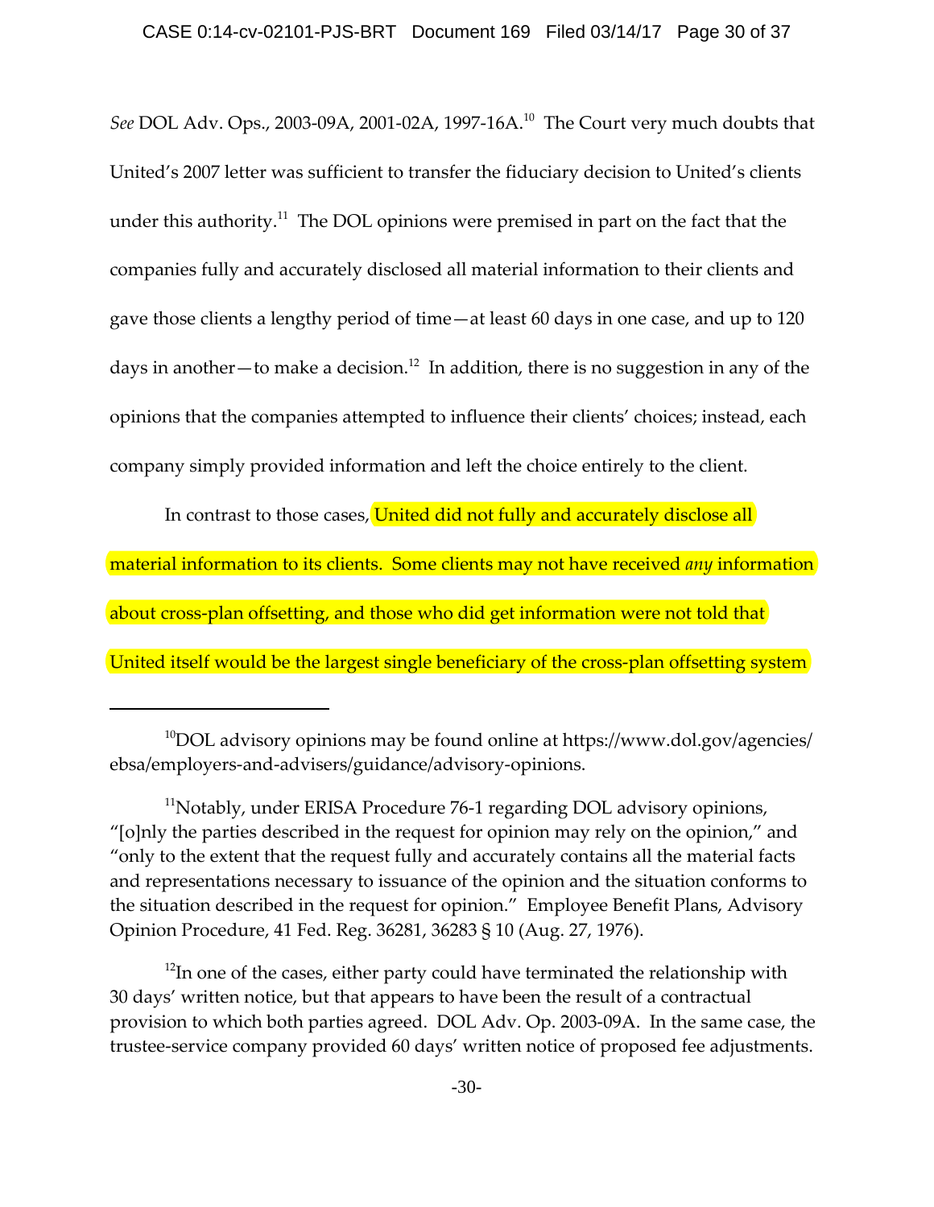*See* DOL Adv. Ops., 2003-09A, 2001-02A, 1997-16A.[10] The Court very much doubts that United's 2007 letter was sufficient to transfer the fiduciary decision to United's clients under this authority.[11] The DOL opinions were premised in part on the fact that the companies fully and accurately disclosed all material information to their clients and gave those clients a lengthy period of time—at least 60 days in one case, and up to 120 days in another—to make a decision.[12] In addition, there is no suggestion in any of the opinions that the companies attempted to influence their clients' choices; instead, each company simply provided information and left the choice entirely to the client.

In contrast to those cases, United did not fully and accurately disclose all material information to its clients. Some clients may not have received *any* information about cross-plan offsetting, and those who did get information were not told that United itself would be the largest single beneficiary of the cross-plan offsetting system

---

[10]DOL advisory opinions may be found online at https://www.dol.gov/agencies/ebsa/employers-and-advisers/guidance/advisory-opinions.

[11]Notably, under ERISA Procedure 76-1 regarding DOL advisory opinions, "[o]nly the parties described in the request for opinion may rely on the opinion," and "only to the extent that the request fully and accurately contains all the material facts and representations necessary to issuance of the opinion and the situation conforms to the situation described in the request for opinion." Employee Benefit Plans, Advisory Opinion Procedure, 41 Fed. Reg. 36281, 36283 § 10 (Aug. 27, 1976).

[12]In one of the cases, either party could have terminated the relationship with 30 days' written notice, but that appears to have been the result of a contractual provision to which both parties agreed. DOL Adv. Op. 2003-09A. In the same case, the trustee-service company provided 60 days' written notice of proposed fee adjustments.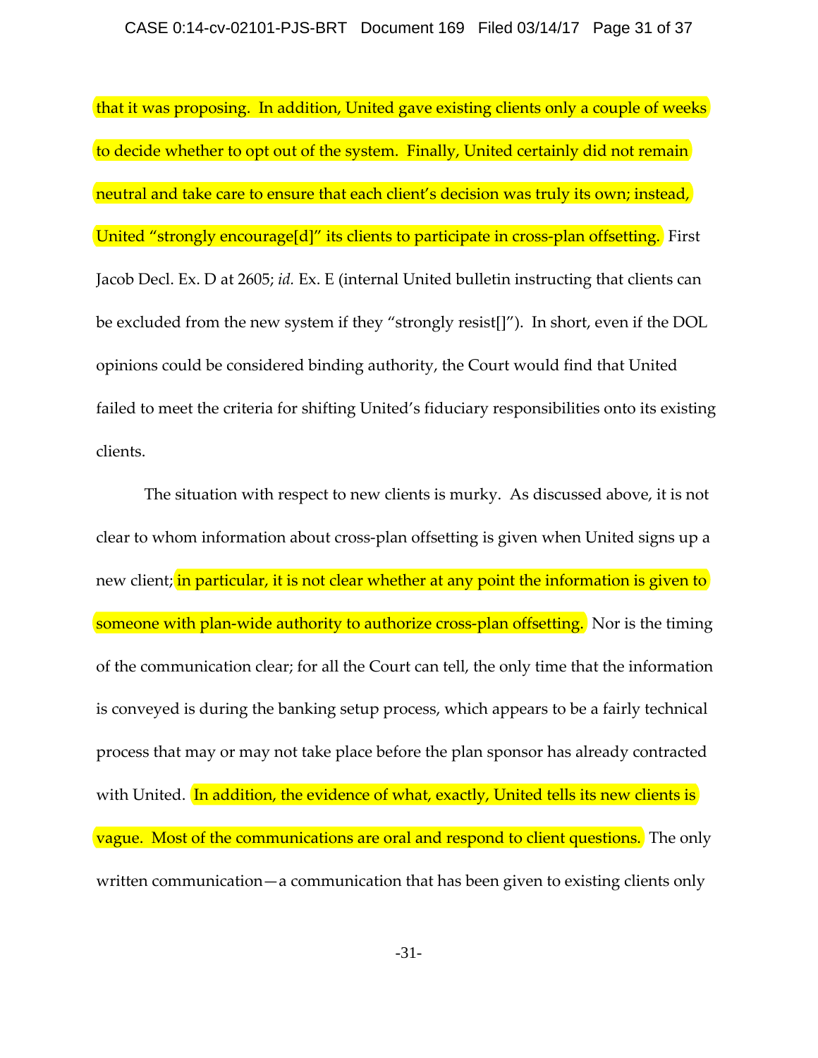that it was proposing. In addition, United gave existing clients only a couple of weeks to decide whether to opt out of the system. Finally, United certainly did not remain neutral and take care to ensure that each client's decision was truly its own; instead, United "strongly encourage[d]" its clients to participate in cross-plan offsetting. First Jacob Decl. Ex. D at 2605; *id.* Ex. E (internal United bulletin instructing that clients can be excluded from the new system if they "strongly resist[]"). In short, even if the DOL opinions could be considered binding authority, the Court would find that United failed to meet the criteria for shifting United's fiduciary responsibilities onto its existing clients.

The situation with respect to new clients is murky. As discussed above, it is not clear to whom information about cross-plan offsetting is given when United signs up a new client; in particular, it is not clear whether at any point the information is given to someone with plan-wide authority to authorize cross-plan offsetting. Nor is the timing of the communication clear; for all the Court can tell, the only time that the information is conveyed is during the banking setup process, which appears to be a fairly technical process that may or may not take place before the plan sponsor has already contracted with United. In addition, the evidence of what, exactly, United tells its new clients is vague. Most of the communications are oral and respond to client questions. The only written communication—a communication that has been given to existing clients only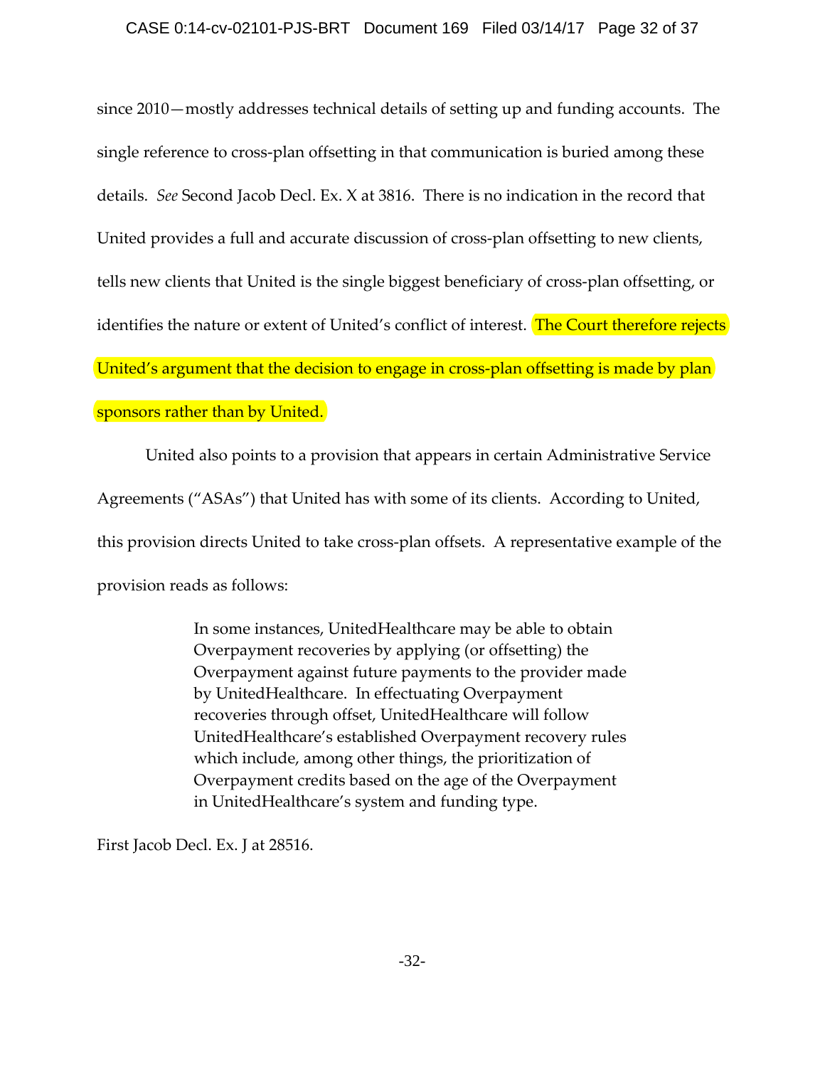since 2010—mostly addresses technical details of setting up and funding accounts. The single reference to cross-plan offsetting in that communication is buried among these details. *See* Second Jacob Decl. Ex. X at 3816. There is no indication in the record that United provides a full and accurate discussion of cross-plan offsetting to new clients, tells new clients that United is the single biggest beneficiary of cross-plan offsetting, or identifies the nature or extent of United's conflict of interest. The Court therefore rejects United's argument that the decision to engage in cross-plan offsetting is made by plan sponsors rather than by United.

United also points to a provision that appears in certain Administrative Service Agreements ("ASAs") that United has with some of its clients. According to United, this provision directs United to take cross-plan offsets. A representative example of the provision reads as follows:

> In some instances, UnitedHealthcare may be able to obtain Overpayment recoveries by applying (or offsetting) the Overpayment against future payments to the provider made by UnitedHealthcare. In effectuating Overpayment recoveries through offset, UnitedHealthcare will follow UnitedHealthcare's established Overpayment recovery rules which include, among other things, the prioritization of Overpayment credits based on the age of the Overpayment in UnitedHealthcare's system and funding type.

First Jacob Decl. Ex. J at 28516.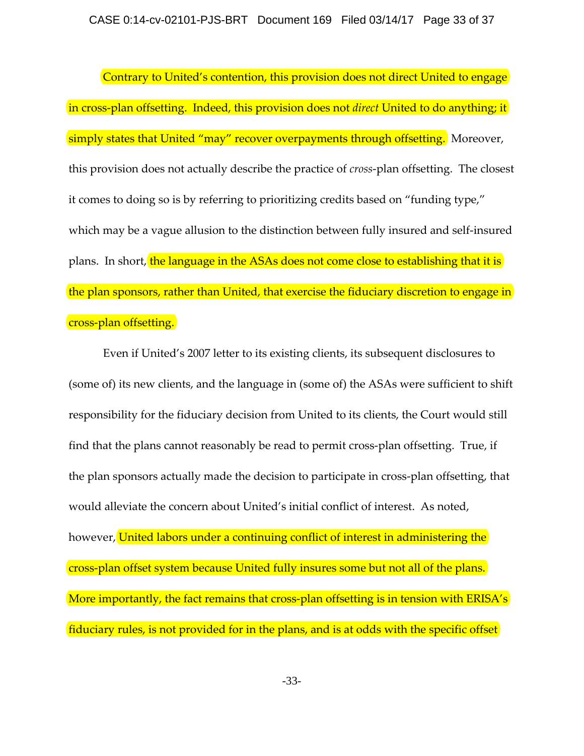Contrary to United's contention, this provision does not direct United to engage in cross-plan offsetting. Indeed, this provision does not *direct* United to do anything; it simply states that United "may" recover overpayments through offsetting. Moreover, this provision does not actually describe the practice of *cross*-plan offsetting. The closest it comes to doing so is by referring to prioritizing credits based on "funding type," which may be a vague allusion to the distinction between fully insured and self-insured plans. In short, the language in the ASAs does not come close to establishing that it is the plan sponsors, rather than United, that exercise the fiduciary discretion to engage in cross-plan offsetting.

Even if United's 2007 letter to its existing clients, its subsequent disclosures to (some of) its new clients, and the language in (some of) the ASAs were sufficient to shift responsibility for the fiduciary decision from United to its clients, the Court would still find that the plans cannot reasonably be read to permit cross-plan offsetting. True, if the plan sponsors actually made the decision to participate in cross-plan offsetting, that would alleviate the concern about United's initial conflict of interest. As noted, however, United labors under a continuing conflict of interest in administering the cross-plan offset system because United fully insures some but not all of the plans. More importantly, the fact remains that cross-plan offsetting is in tension with ERISA's fiduciary rules, is not provided for in the plans, and is at odds with the specific offset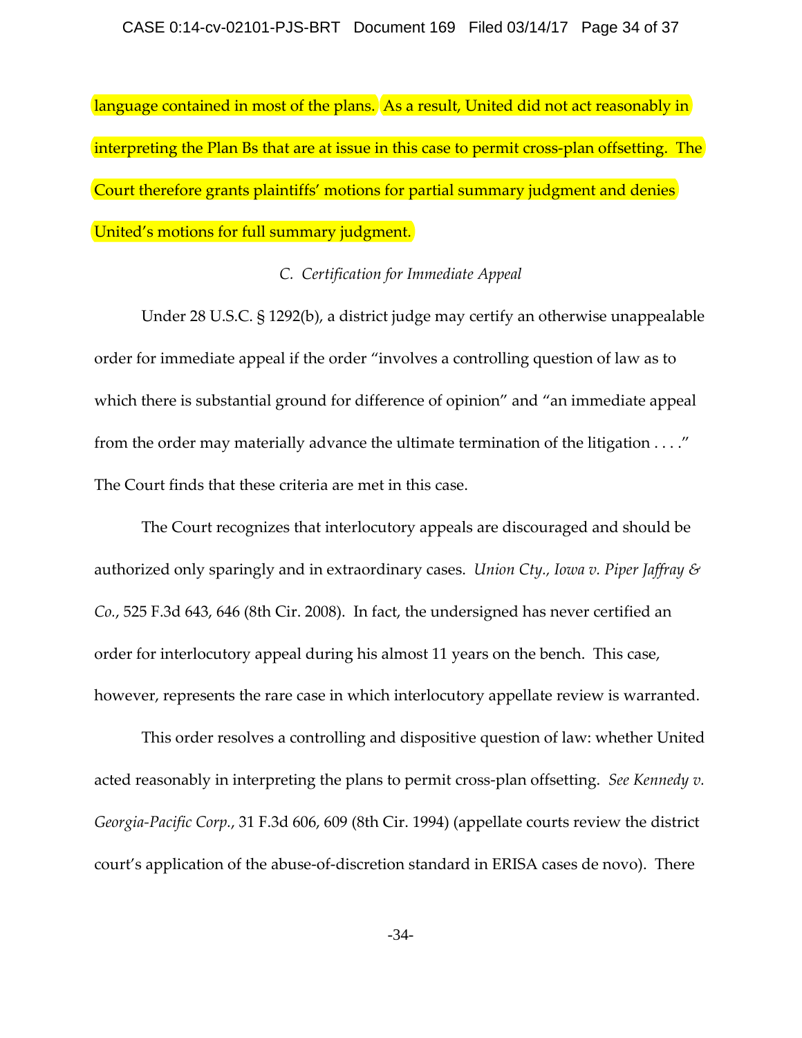language contained in most of the plans. As a result, United did not act reasonably in interpreting the Plan Bs that are at issue in this case to permit cross-plan offsetting. The Court therefore grants plaintiffs' motions for partial summary judgment and denies United's motions for full summary judgment.

### *C. Certification for Immediate Appeal*

Under 28 U.S.C. § 1292(b), a district judge may certify an otherwise unappealable order for immediate appeal if the order "involves a controlling question of law as to which there is substantial ground for difference of opinion" and "an immediate appeal from the order may materially advance the ultimate termination of the litigation . . . ." The Court finds that these criteria are met in this case.

The Court recognizes that interlocutory appeals are discouraged and should be authorized only sparingly and in extraordinary cases. *Union Cty., Iowa v. Piper Jaffray & Co.*, 525 F.3d 643, 646 (8th Cir. 2008). In fact, the undersigned has never certified an order for interlocutory appeal during his almost 11 years on the bench. This case, however, represents the rare case in which interlocutory appellate review is warranted.

This order resolves a controlling and dispositive question of law: whether United acted reasonably in interpreting the plans to permit cross-plan offsetting. *See Kennedy v. Georgia-Pacific Corp.*, 31 F.3d 606, 609 (8th Cir. 1994) (appellate courts review the district court's application of the abuse-of-discretion standard in ERISA cases de novo). There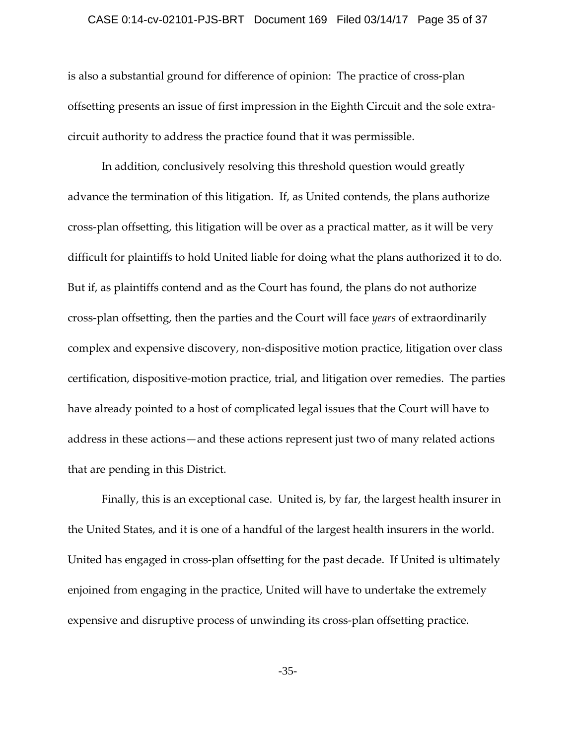is also a substantial ground for difference of opinion: The practice of cross-plan offsetting presents an issue of first impression in the Eighth Circuit and the sole extra-circuit authority to address the practice found that it was permissible.

In addition, conclusively resolving this threshold question would greatly advance the termination of this litigation. If, as United contends, the plans authorize cross-plan offsetting, this litigation will be over as a practical matter, as it will be very difficult for plaintiffs to hold United liable for doing what the plans authorized it to do. But if, as plaintiffs contend and as the Court has found, the plans do not authorize cross-plan offsetting, then the parties and the Court will face *years* of extraordinarily complex and expensive discovery, non-dispositive motion practice, litigation over class certification, dispositive-motion practice, trial, and litigation over remedies. The parties have already pointed to a host of complicated legal issues that the Court will have to address in these actions—and these actions represent just two of many related actions that are pending in this District.

Finally, this is an exceptional case. United is, by far, the largest health insurer in the United States, and it is one of a handful of the largest health insurers in the world. United has engaged in cross-plan offsetting for the past decade. If United is ultimately enjoined from engaging in the practice, United will have to undertake the extremely expensive and disruptive process of unwinding its cross-plan offsetting practice.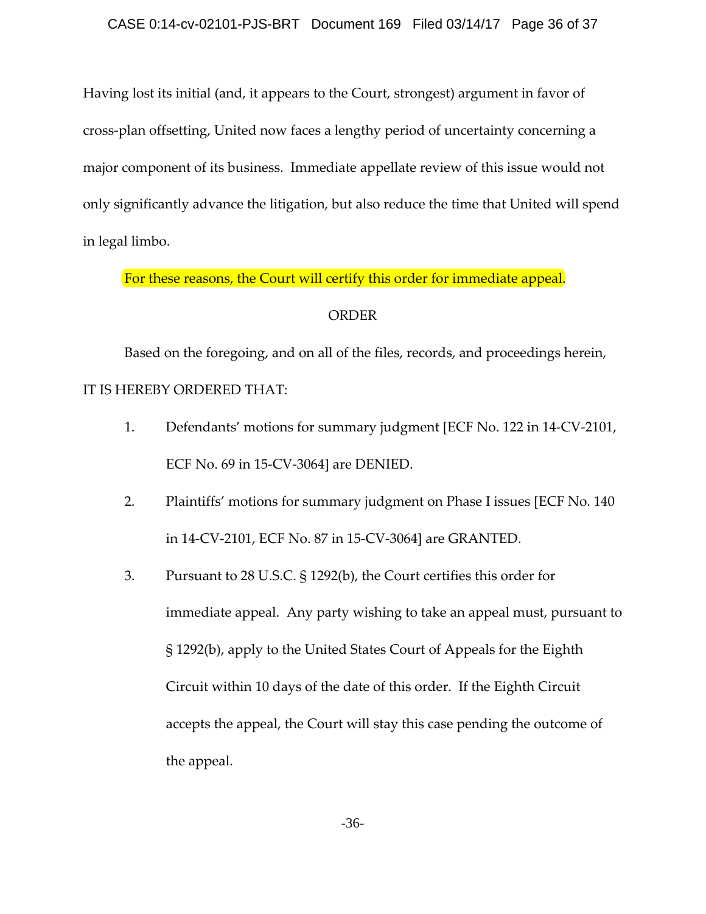Having lost its initial (and, it appears to the Court, strongest) argument in favor of cross-plan offsetting, United now faces a lengthy period of uncertainty concerning a major component of its business. Immediate appellate review of this issue would not only significantly advance the litigation, but also reduce the time that United will spend in legal limbo.

For these reasons, the Court will certify this order for immediate appeal.

ORDER

Based on the foregoing, and on all of the files, records, and proceedings herein, IT IS HEREBY ORDERED THAT:

1. Defendants' motions for summary judgment [ECF No. 122 in 14-CV-2101, ECF No. 69 in 15-CV-3064] are DENIED.

2. Plaintiffs' motions for summary judgment on Phase I issues [ECF No. 140 in 14-CV-2101, ECF No. 87 in 15-CV-3064] are GRANTED.

3. Pursuant to 28 U.S.C. § 1292(b), the Court certifies this order for immediate appeal. Any party wishing to take an appeal must, pursuant to § 1292(b), apply to the United States Court of Appeals for the Eighth Circuit within 10 days of the date of this order. If the Eighth Circuit accepts the appeal, the Court will stay this case pending the outcome of the appeal.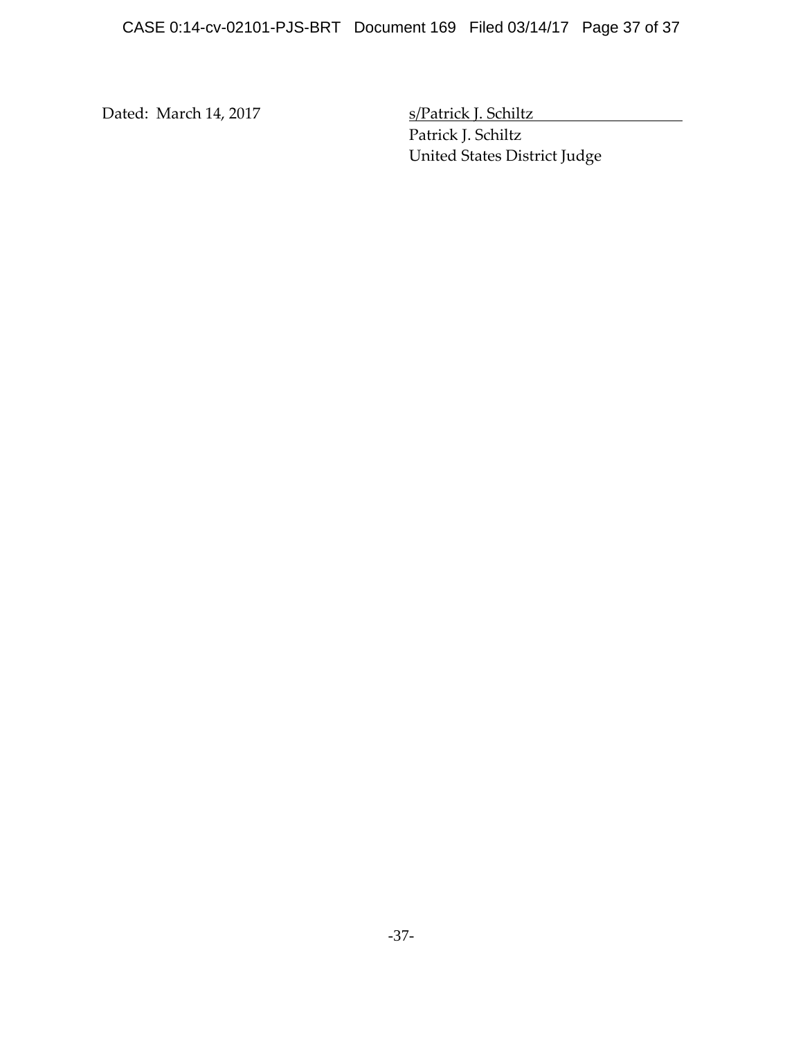Dated: March 14, 2017

s/Patrick J. Schiltz
Patrick J. Schiltz
United States District Judge